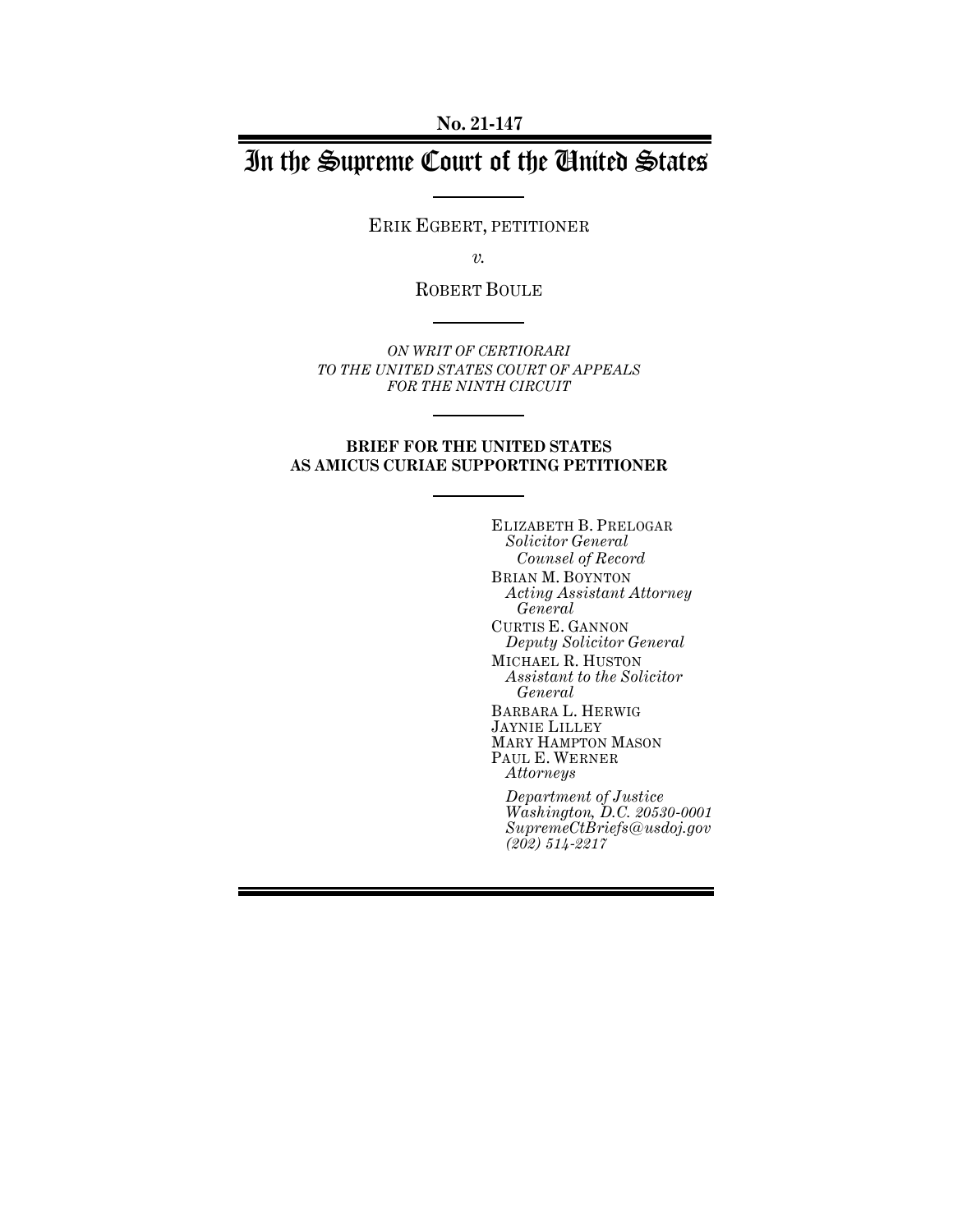**No. 21-147**

# In the Supreme Court of the United States

ERIK EGBERT, PETITIONER

*v.*

ROBERT BOULE

*ON WRIT OF CERTIORARI*
*TO THE UNITED STATES COURT OF APPEALS*
*FOR THE NINTH CIRCUIT*

**BRIEF FOR THE UNITED STATES**
**AS AMICUS CURIAE SUPPORTING PETITIONER**

ELIZABETH B. PRELOGAR
*Solicitor General*
*Counsel of Record*

BRIAN M. BOYNTON
*Acting Assistant Attorney General*

CURTIS E. GANNON
*Deputy Solicitor General*

MICHAEL R. HUSTON
*Assistant to the Solicitor General*

BARBARA L. HERWIG
JAYNIE LILLEY
MARY HAMPTON MASON
PAUL E. WERNER
*Attorneys*

*Department of Justice*
*Washington, D.C. 20530-0001*
*SupremeCtBriefs@usdoj.gov*
*(202) 514-2217*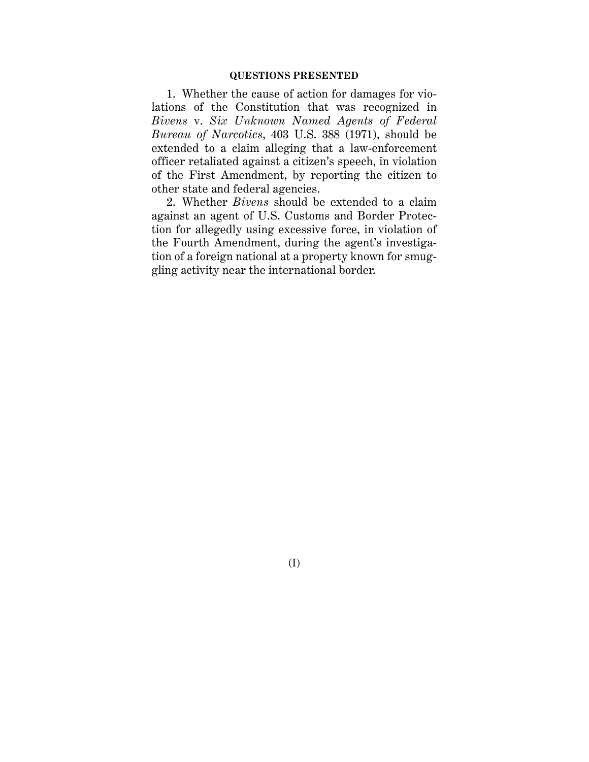## QUESTIONS PRESENTED

1. Whether the cause of action for damages for violations of the Constitution that was recognized in *Bivens* v. *Six Unknown Named Agents of Federal Bureau of Narcotics*, 403 U.S. 388 (1971), should be extended to a claim alleging that a law-enforcement officer retaliated against a citizen's speech, in violation of the First Amendment, by reporting the citizen to other state and federal agencies.

2. Whether *Bivens* should be extended to a claim against an agent of U.S. Customs and Border Protection for allegedly using excessive force, in violation of the Fourth Amendment, during the agent's investigation of a foreign national at a property known for smuggling activity near the international border.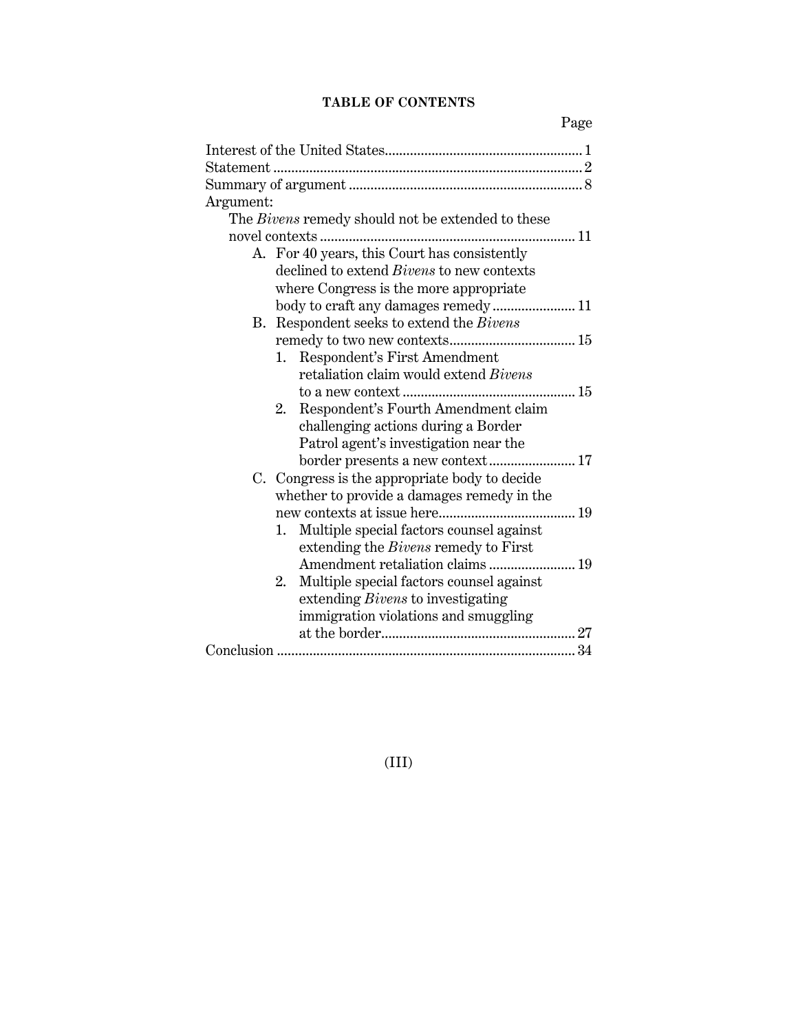## TABLE OF CONTENTS

Page

Interest of the United States ..... 1

Statement ..... 2

Summary of argument ..... 8

Argument:

- The *Bivens* remedy should not be extended to these novel contexts ..... 11
  - A. For 40 years, this Court has consistently declined to extend *Bivens* to new contexts where Congress is the more appropriate body to craft any damages remedy ..... 11
  - B. Respondent seeks to extend the *Bivens* remedy to two new contexts ..... 15
    1. Respondent's First Amendment retaliation claim would extend *Bivens* to a new context ..... 15
    2. Respondent's Fourth Amendment claim challenging actions during a Border Patrol agent's investigation near the border presents a new context ..... 17
  - C. Congress is the appropriate body to decide whether to provide a damages remedy in the new contexts at issue here ..... 19
    1. Multiple special factors counsel against extending the *Bivens* remedy to First Amendment retaliation claims ..... 19
    2. Multiple special factors counsel against extending *Bivens* to investigating immigration violations and smuggling at the border ..... 27

Conclusion ..... 34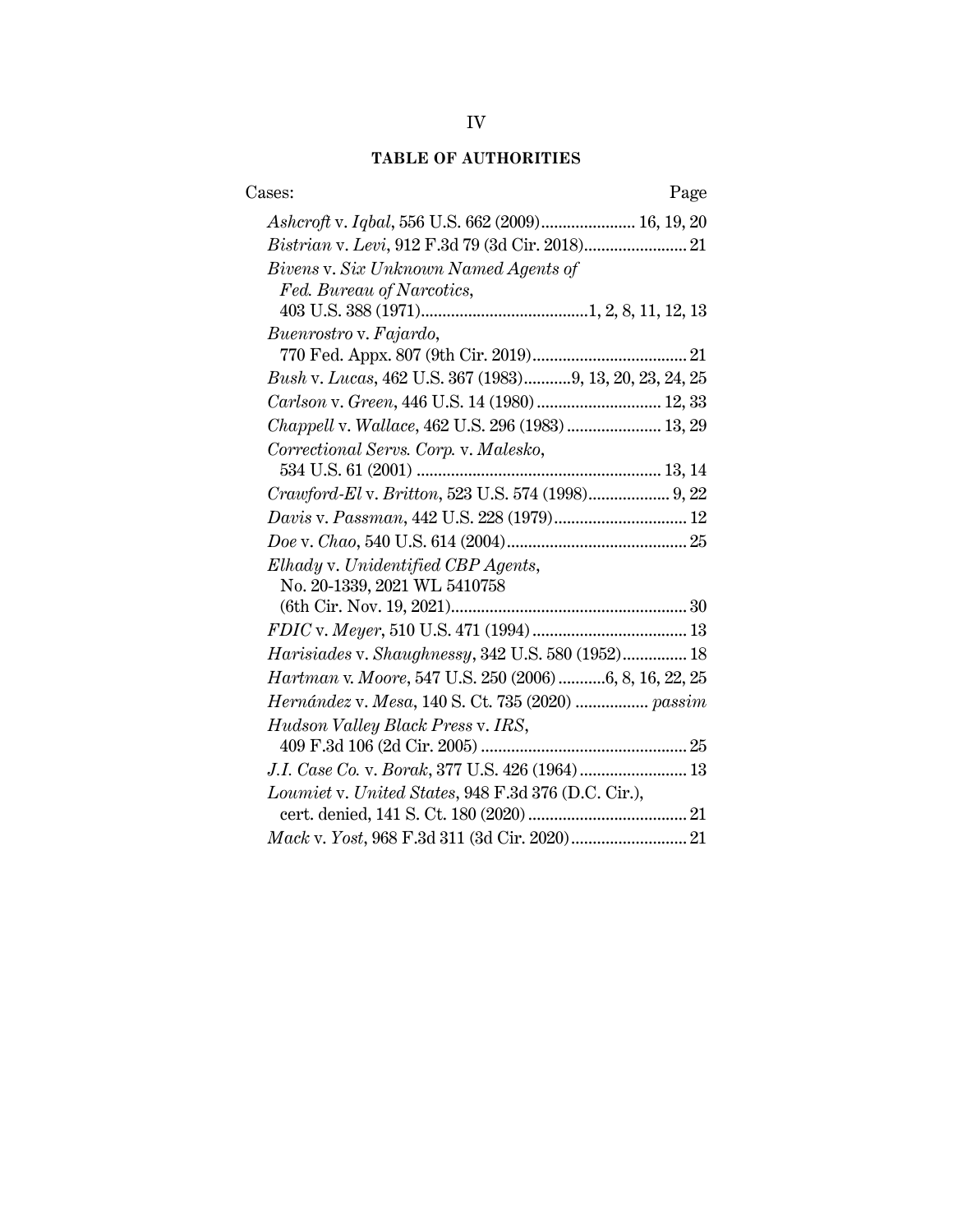## TABLE OF AUTHORITIES

Cases: Page

*Ashcroft* v. *Iqbal*, 556 U.S. 662 (2009)...................... 16, 19, 20

*Bistrian* v. *Levi*, 912 F.3d 79 (3d Cir. 2018)........................ 21

*Bivens* v. *Six Unknown Named Agents of Fed. Bureau of Narcotics*, 403 U.S. 388 (1971).......................................1, 2, 8, 11, 12, 13

*Buenrostro* v. *Fajardo*, 770 Fed. Appx. 807 (9th Cir. 2019).................................... 21

*Bush* v. *Lucas*, 462 U.S. 367 (1983)...........9, 13, 20, 23, 24, 25

*Carlson* v. *Green*, 446 U.S. 14 (1980) ............................. 12, 33

*Chappell* v. *Wallace*, 462 U.S. 296 (1983) ...................... 13, 29

*Correctional Servs. Corp.* v. *Malesko*, 534 U.S. 61 (2001) ......................................................... 13, 14

*Crawford-El* v. *Britton*, 523 U.S. 574 (1998)................... 9, 22

*Davis* v. *Passman*, 442 U.S. 228 (1979).............................. 12

*Doe* v. *Chao*, 540 U.S. 614 (2004)......................................... 25

*Elhady* v. *Unidentified CBP Agents*, No. 20-1339, 2021 WL 5410758 (6th Cir. Nov. 19, 2021)...................................................... 30

*FDIC* v. *Meyer*, 510 U.S. 471 (1994) .................................... 13

*Harisiades* v. *Shaughnessy*, 342 U.S. 580 (1952)............... 18

*Hartman* v. *Moore*, 547 U.S. 250 (2006) ...........6, 8, 16, 22, 25

*Hernández* v. *Mesa*, 140 S. Ct. 735 (2020) ................. *passim*

*Hudson Valley Black Press* v. *IRS*, 409 F.3d 106 (2d Cir. 2005) ................................................. 25

*J.I. Case Co.* v. *Borak*, 377 U.S. 426 (1964)......................... 13

*Loumiet* v. *United States*, 948 F.3d 376 (D.C. Cir.), cert. denied, 141 S. Ct. 180 (2020) ..................................... 21

*Mack* v. *Yost*, 968 F.3d 311 (3d Cir. 2020)........................... 21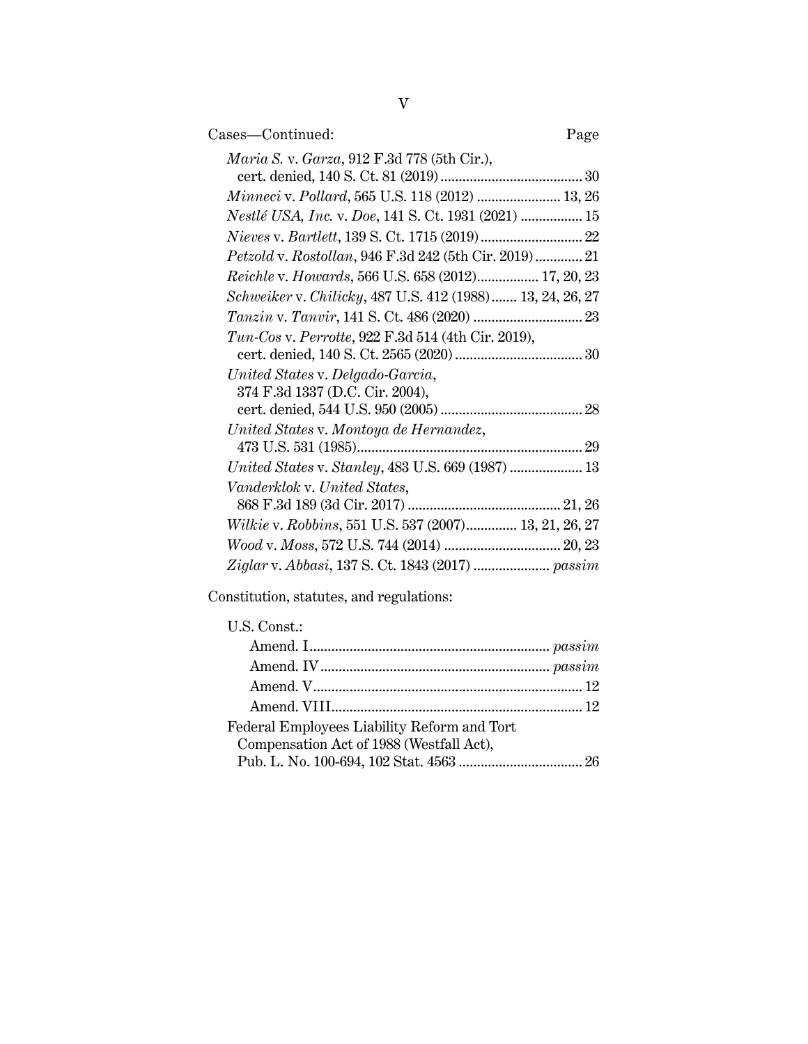Cases—Continued: Page

*Maria S.* v. *Garza*, 912 F.3d 778 (5th Cir.), cert. denied, 140 S. Ct. 81 (2019) ....................................... 30

*Minneci* v. *Pollard*, 565 U.S. 118 (2012) ....................... 13, 26

*Nestlé USA, Inc.* v. *Doe*, 141 S. Ct. 1931 (2021) ................. 15

*Nieves* v. *Bartlett*, 139 S. Ct. 1715 (2019) ............................ 22

*Petzold* v. *Rostollan*, 946 F.3d 242 (5th Cir. 2019) ............. 21

*Reichle* v. *Howards*, 566 U.S. 658 (2012)................. 17, 20, 23

*Schweiker* v. *Chilicky*, 487 U.S. 412 (1988)....... 13, 24, 26, 27

*Tanzin* v. *Tanvir*, 141 S. Ct. 486 (2020) .............................. 23

*Tun-Cos* v. *Perrotte*, 922 F.3d 514 (4th Cir. 2019), cert. denied, 140 S. Ct. 2565 (2020) ................................... 30

*United States* v. *Delgado-Garcia*, 374 F.3d 1337 (D.C. Cir. 2004), cert. denied, 544 U.S. 950 (2005) ....................................... 28

*United States* v. *Montoya de Hernandez*, 473 U.S. 531 (1985)............................................................. 29

*United States* v. *Stanley*, 483 U.S. 669 (1987) .................... 13

*Vanderklok* v. *United States*, 868 F.3d 189 (3d Cir. 2017) .......................................... 21, 26

*Wilkie* v. *Robbins*, 551 U.S. 537 (2007).............. 13, 21, 26, 27

*Wood* v. *Moss*, 572 U.S. 744 (2014) ................................ 20, 23

*Ziglar* v. *Abbasi*, 137 S. Ct. 1843 (2017) ..................... *passim*

Constitution, statutes, and regulations:

U.S. Const.:

- Amend. I................................................................. *passim*
- Amend. IV.............................................................. *passim*
- Amend. V......................................................................... 12
- Amend. VIII.................................................................... 12

Federal Employees Liability Reform and Tort Compensation Act of 1988 (Westfall Act), Pub. L. No. 100-694, 102 Stat. 4563 .................................. 26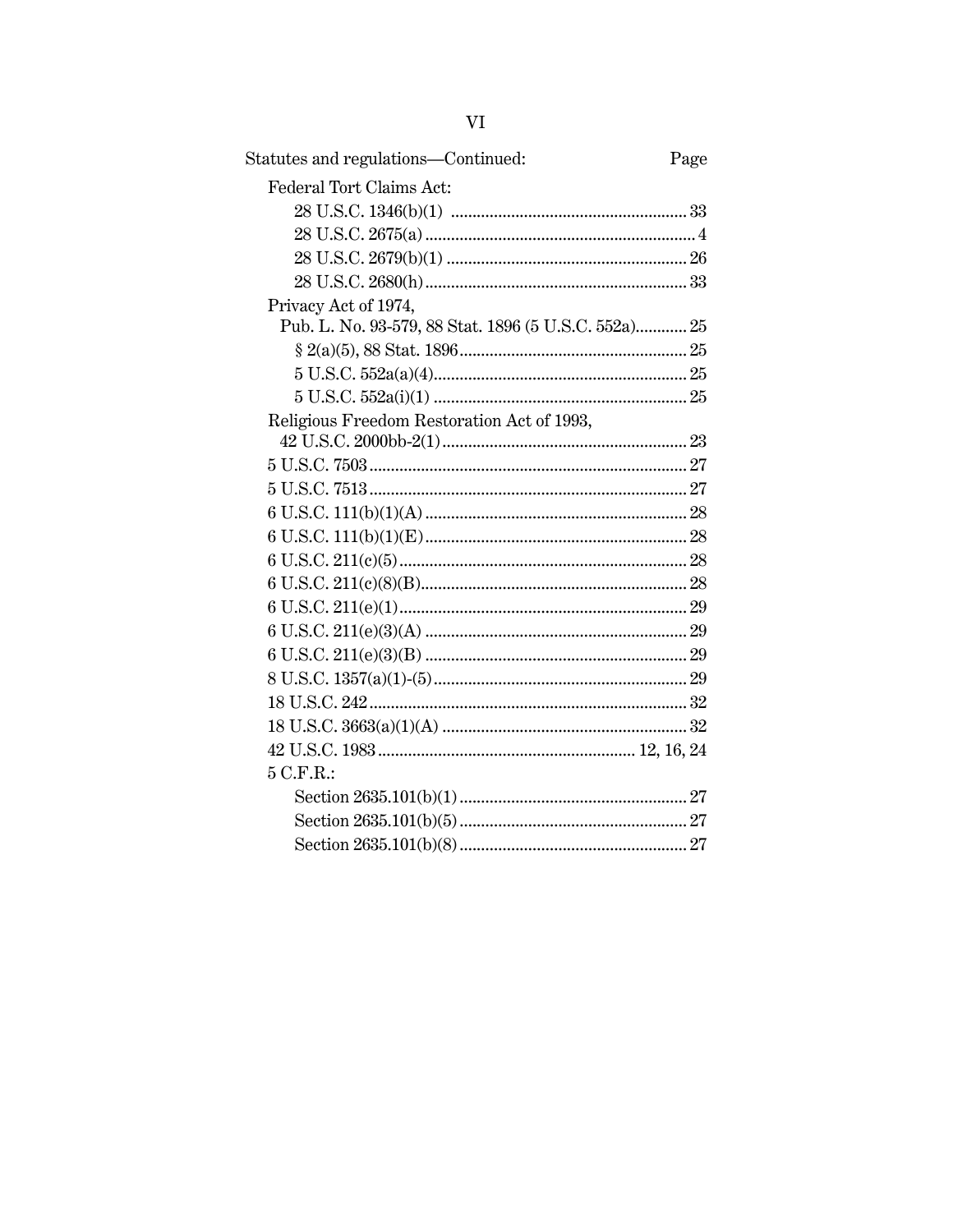Statutes and regulations—Continued: Page

Federal Tort Claims Act:

- 28 U.S.C. 1346(b)(1) ....................................................... 33
- 28 U.S.C. 2675(a) ............................................................... 4
- 28 U.S.C. 2679(b)(1) ........................................................ 26
- 28 U.S.C. 2680(h) ............................................................. 33

Privacy Act of 1974, Pub. L. No. 93-579, 88 Stat. 1896 (5 U.S.C. 552a)............ 25

- § 2(a)(5), 88 Stat. 1896..................................................... 25
- 5 U.S.C. 552a(a)(4)........................................................... 25
- 5 U.S.C. 552a(i)(1) ........................................................... 25

Religious Freedom Restoration Act of 1993, 42 U.S.C. 2000bb-2(1).......................................................... 23

5 U.S.C. 7503 .......................................................................... 27

5 U.S.C. 7513 .......................................................................... 27

6 U.S.C. 111(b)(1)(A) ............................................................. 28

6 U.S.C. 111(b)(1)(E) ............................................................. 28

6 U.S.C. 211(c)(5) ................................................................... 28

6 U.S.C. 211(c)(8)(B).............................................................. 28

6 U.S.C. 211(e)(1) ................................................................... 29

6 U.S.C. 211(e)(3)(A) ............................................................. 29

6 U.S.C. 211(e)(3)(B) ............................................................. 29

8 U.S.C. 1357(a)(1)-(5) ........................................................... 29

18 U.S.C. 242 .......................................................................... 32

18 U.S.C. 3663(a)(1)(A) ......................................................... 32

42 U.S.C. 1983 ............................................................ 12, 16, 24

5 C.F.R.:

- Section 2635.101(b)(1) ..................................................... 27
- Section 2635.101(b)(5) ..................................................... 27
- Section 2635.101(b)(8) ..................................................... 27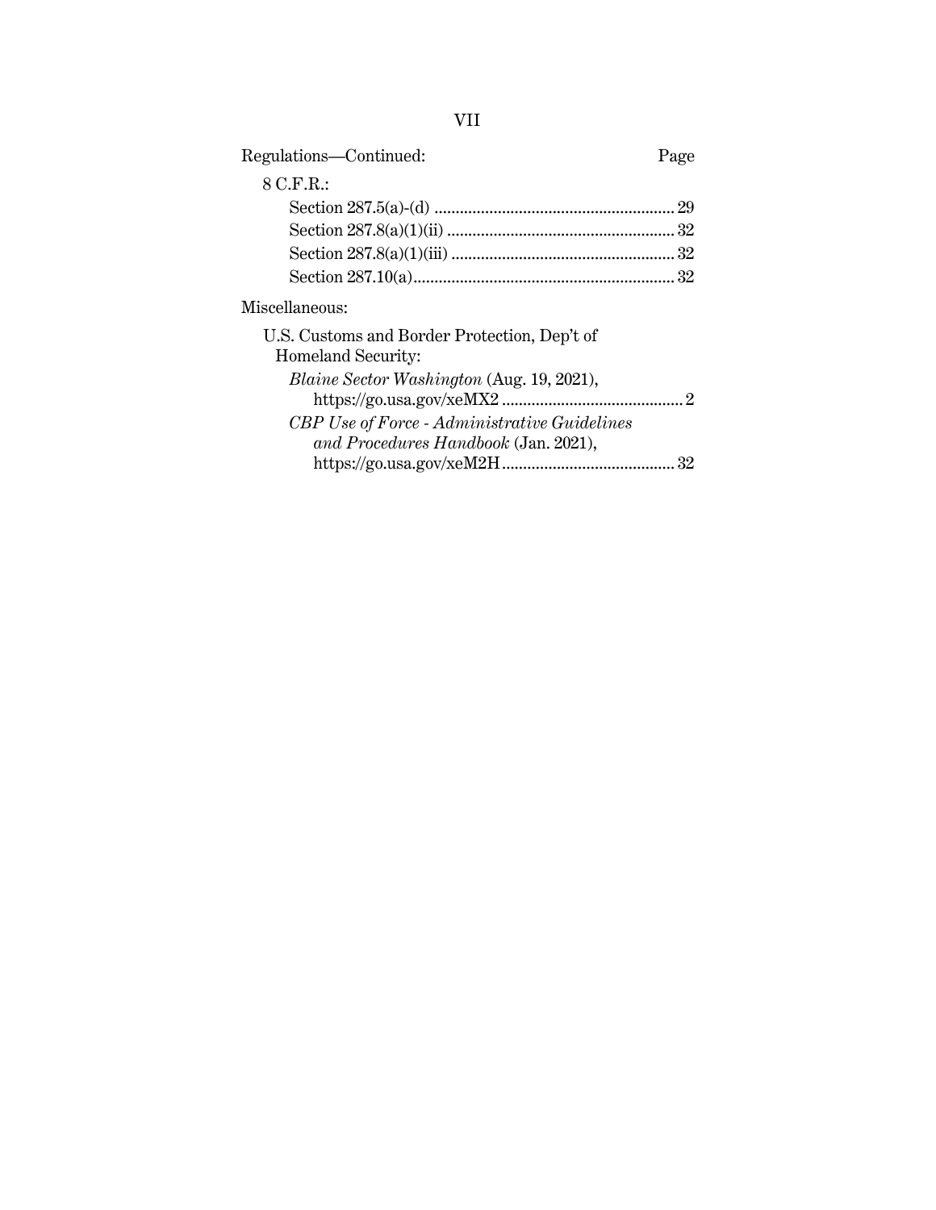Regulations—Continued: Page

8 C.F.R.:

- Section 287.5(a)-(d) ........................................................ 29
- Section 287.8(a)(1)(ii) ...................................................... 32
- Section 287.8(a)(1)(iii) ..................................................... 32
- Section 287.10(a)............................................................. 32

Miscellaneous:

U.S. Customs and Border Protection, Dep't of Homeland Security:

- *Blaine Sector Washington* (Aug. 19, 2021), https://go.usa.gov/xeMX2 ........................................... 2
- *CBP Use of Force - Administrative Guidelines and Procedures Handbook* (Jan. 2021), https://go.usa.gov/xeM2H......................................... 32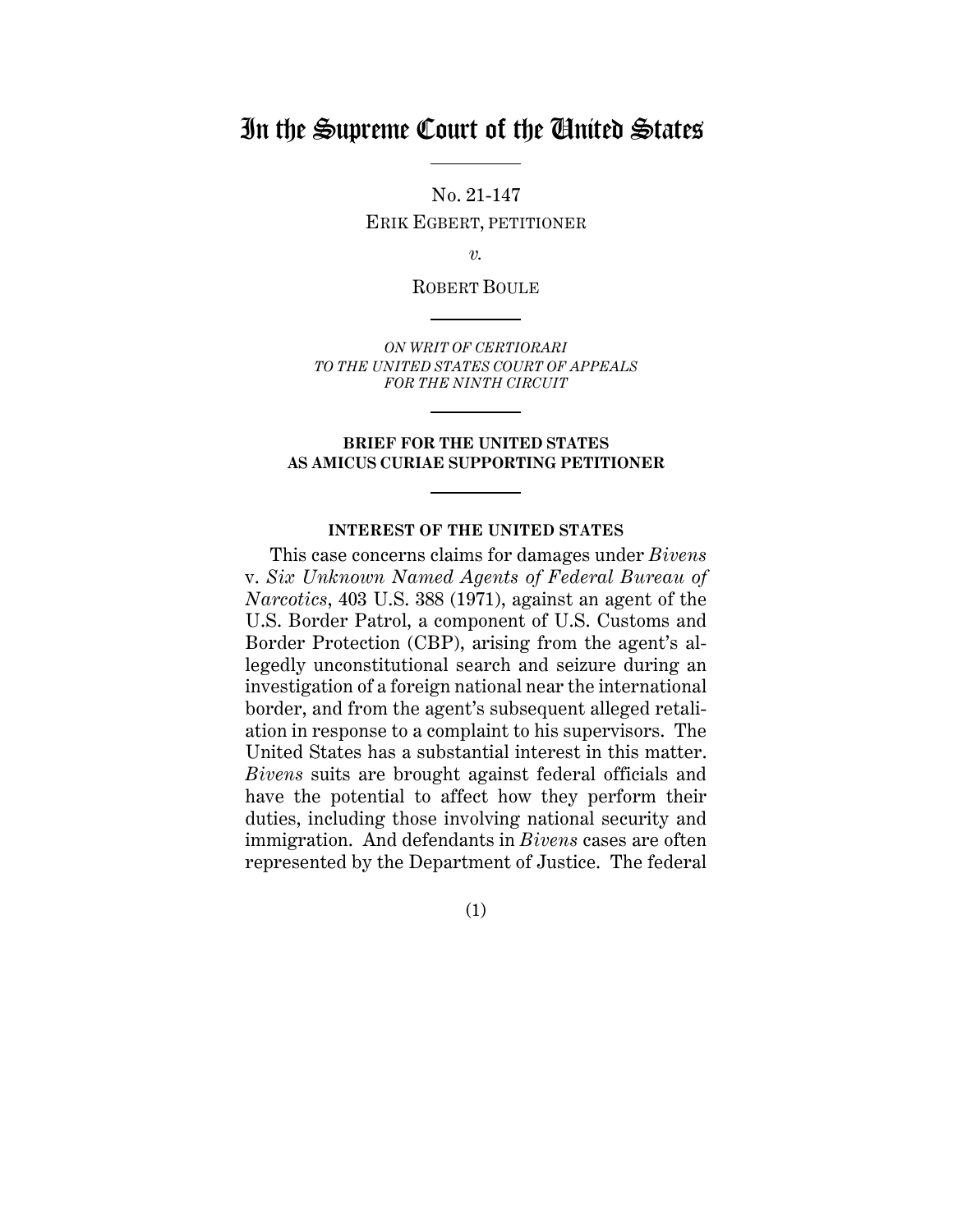# In the Supreme Court of the United States

No. 21-147

ERIK EGBERT, PETITIONER

*v.*

ROBERT BOULE

*ON WRIT OF CERTIORARI TO THE UNITED STATES COURT OF APPEALS FOR THE NINTH CIRCUIT*

**BRIEF FOR THE UNITED STATES AS AMICUS CURIAE SUPPORTING PETITIONER**

**INTEREST OF THE UNITED STATES**

This case concerns claims for damages under *Bivens* v. *Six Unknown Named Agents of Federal Bureau of Narcotics*, 403 U.S. 388 (1971), against an agent of the U.S. Border Patrol, a component of U.S. Customs and Border Protection (CBP), arising from the agent's allegedly unconstitutional search and seizure during an investigation of a foreign national near the international border, and from the agent's subsequent alleged retaliation in response to a complaint to his supervisors. The United States has a substantial interest in this matter. *Bivens* suits are brought against federal officials and have the potential to affect how they perform their duties, including those involving national security and immigration. And defendants in *Bivens* cases are often represented by the Department of Justice. The federal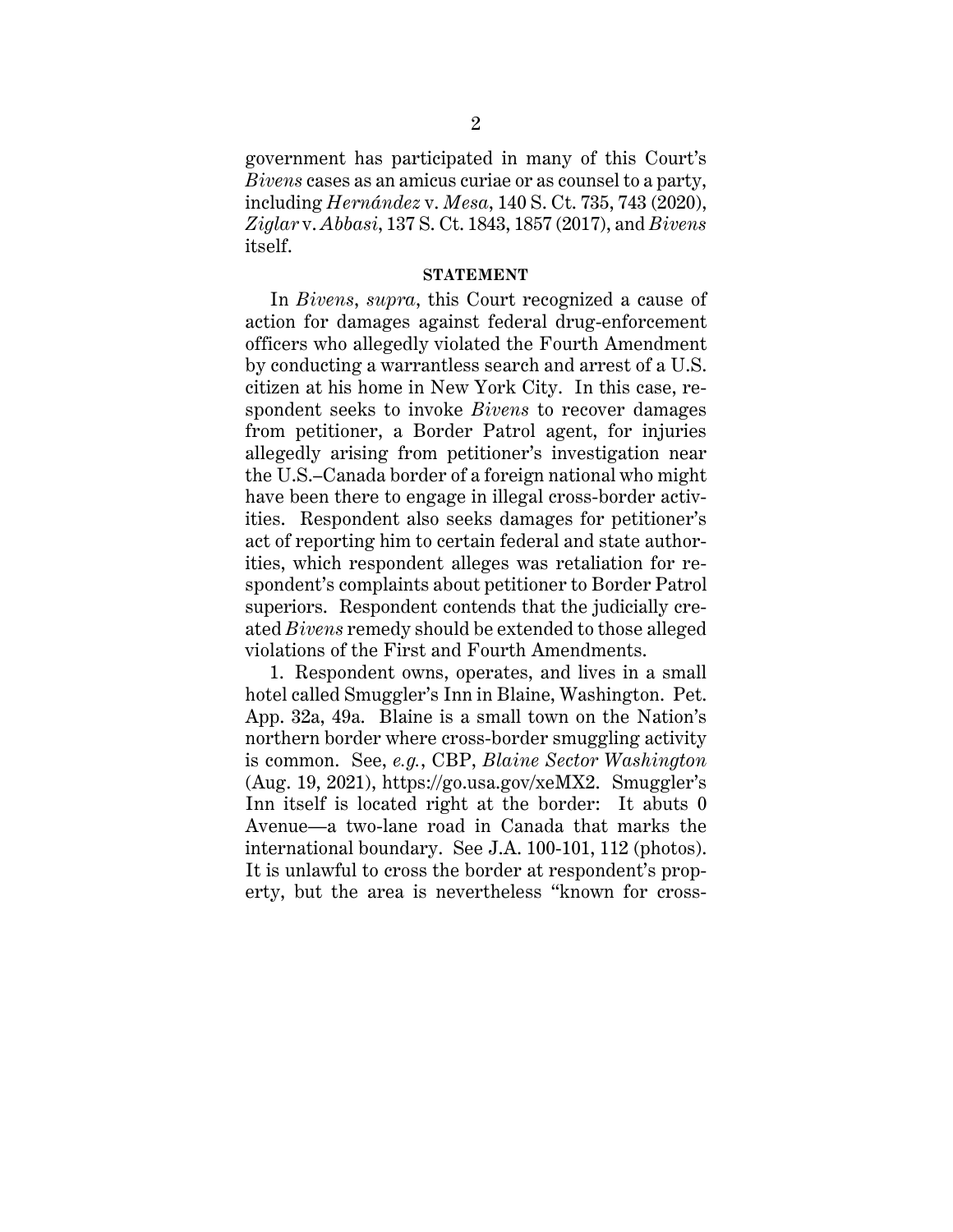government has participated in many of this Court's *Bivens* cases as an amicus curiae or as counsel to a party, including *Hernández* v. *Mesa*, 140 S. Ct. 735, 743 (2020), *Ziglar* v. *Abbasi*, 137 S. Ct. 1843, 1857 (2017), and *Bivens* itself.

## STATEMENT

In *Bivens*, *supra*, this Court recognized a cause of action for damages against federal drug-enforcement officers who allegedly violated the Fourth Amendment by conducting a warrantless search and arrest of a U.S. citizen at his home in New York City. In this case, respondent seeks to invoke *Bivens* to recover damages from petitioner, a Border Patrol agent, for injuries allegedly arising from petitioner's investigation near the U.S.–Canada border of a foreign national who might have been there to engage in illegal cross-border activities. Respondent also seeks damages for petitioner's act of reporting him to certain federal and state authorities, which respondent alleges was retaliation for respondent's complaints about petitioner to Border Patrol superiors. Respondent contends that the judicially created *Bivens* remedy should be extended to those alleged violations of the First and Fourth Amendments.

1. Respondent owns, operates, and lives in a small hotel called Smuggler's Inn in Blaine, Washington. Pet. App. 32a, 49a. Blaine is a small town on the Nation's northern border where cross-border smuggling activity is common. See, *e.g.*, CBP, *Blaine Sector Washington* (Aug. 19, 2021), https://go.usa.gov/xeMX2. Smuggler's Inn itself is located right at the border: It abuts 0 Avenue—a two-lane road in Canada that marks the international boundary. See J.A. 100-101, 112 (photos). It is unlawful to cross the border at respondent's property, but the area is nevertheless "known for cross-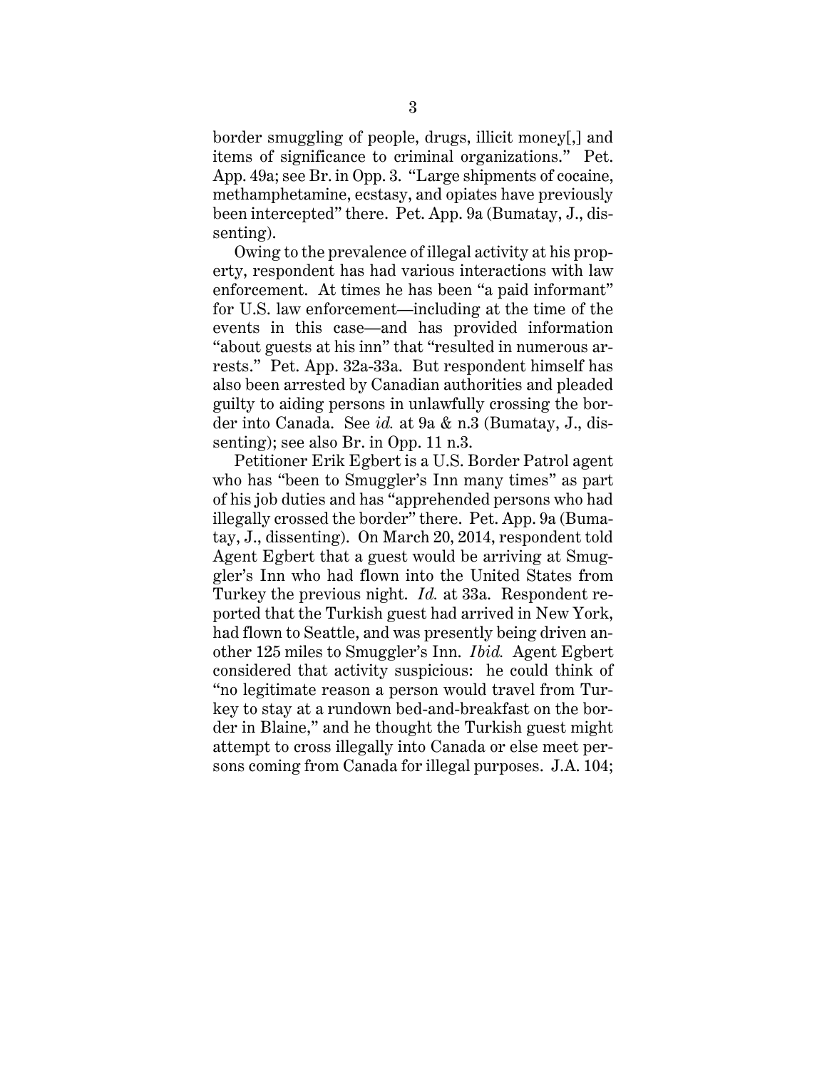border smuggling of people, drugs, illicit money[,] and items of significance to criminal organizations." Pet. App. 49a; see Br. in Opp. 3. "Large shipments of cocaine, methamphetamine, ecstasy, and opiates have previously been intercepted" there. Pet. App. 9a (Bumatay, J., dissenting).

Owing to the prevalence of illegal activity at his property, respondent has had various interactions with law enforcement. At times he has been "a paid informant" for U.S. law enforcement—including at the time of the events in this case—and has provided information "about guests at his inn" that "resulted in numerous arrests." Pet. App. 32a-33a. But respondent himself has also been arrested by Canadian authorities and pleaded guilty to aiding persons in unlawfully crossing the border into Canada. See *id.* at 9a & n.3 (Bumatay, J., dissenting); see also Br. in Opp. 11 n.3.

Petitioner Erik Egbert is a U.S. Border Patrol agent who has "been to Smuggler's Inn many times" as part of his job duties and has "apprehended persons who had illegally crossed the border" there. Pet. App. 9a (Bumatay, J., dissenting). On March 20, 2014, respondent told Agent Egbert that a guest would be arriving at Smuggler's Inn who had flown into the United States from Turkey the previous night. *Id.* at 33a. Respondent reported that the Turkish guest had arrived in New York, had flown to Seattle, and was presently being driven another 125 miles to Smuggler's Inn. *Ibid.* Agent Egbert considered that activity suspicious: he could think of "no legitimate reason a person would travel from Turkey to stay at a rundown bed-and-breakfast on the border in Blaine," and he thought the Turkish guest might attempt to cross illegally into Canada or else meet persons coming from Canada for illegal purposes. J.A. 104;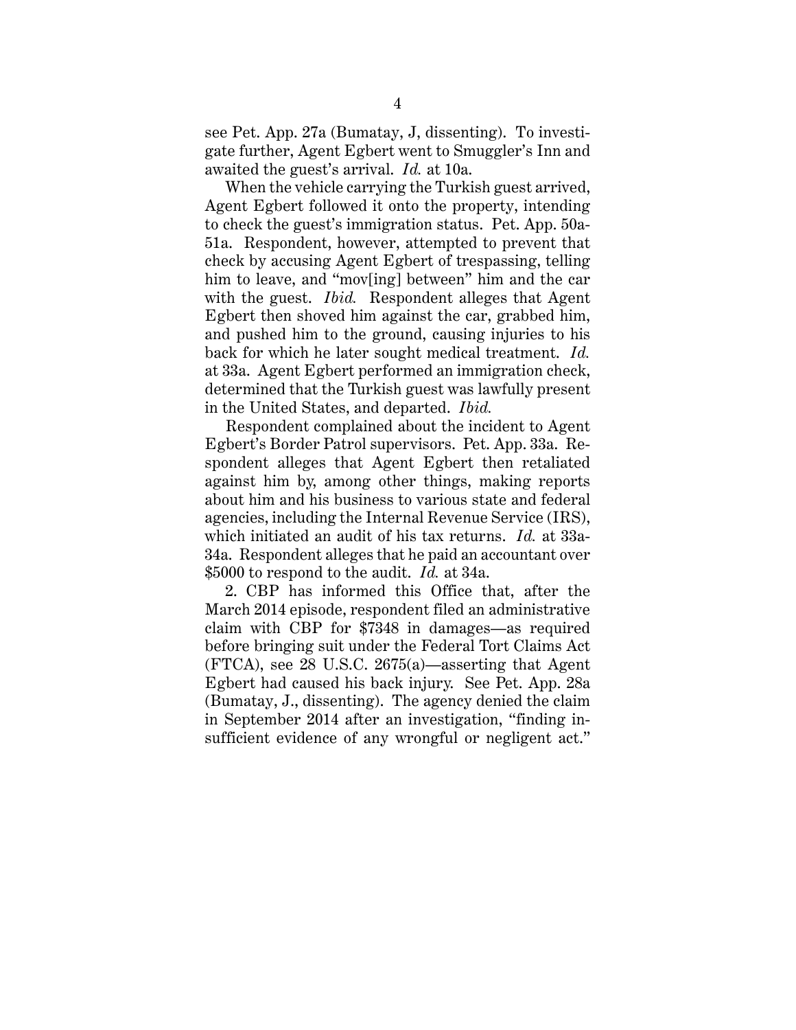see Pet. App. 27a (Bumatay, J, dissenting). To investigate further, Agent Egbert went to Smuggler's Inn and awaited the guest's arrival. *Id.* at 10a.

When the vehicle carrying the Turkish guest arrived, Agent Egbert followed it onto the property, intending to check the guest's immigration status. Pet. App. 50a-51a. Respondent, however, attempted to prevent that check by accusing Agent Egbert of trespassing, telling him to leave, and "mov[ing] between" him and the car with the guest. *Ibid.* Respondent alleges that Agent Egbert then shoved him against the car, grabbed him, and pushed him to the ground, causing injuries to his back for which he later sought medical treatment. *Id.* at 33a. Agent Egbert performed an immigration check, determined that the Turkish guest was lawfully present in the United States, and departed. *Ibid.*

Respondent complained about the incident to Agent Egbert's Border Patrol supervisors. Pet. App. 33a. Respondent alleges that Agent Egbert then retaliated against him by, among other things, making reports about him and his business to various state and federal agencies, including the Internal Revenue Service (IRS), which initiated an audit of his tax returns. *Id.* at 33a-34a. Respondent alleges that he paid an accountant over $5000 to respond to the audit. *Id.* at 34a.

2. CBP has informed this Office that, after the March 2014 episode, respondent filed an administrative claim with CBP for $7348 in damages—as required before bringing suit under the Federal Tort Claims Act (FTCA), see 28 U.S.C. 2675(a)—asserting that Agent Egbert had caused his back injury. See Pet. App. 28a (Bumatay, J., dissenting). The agency denied the claim in September 2014 after an investigation, "finding insufficient evidence of any wrongful or negligent act."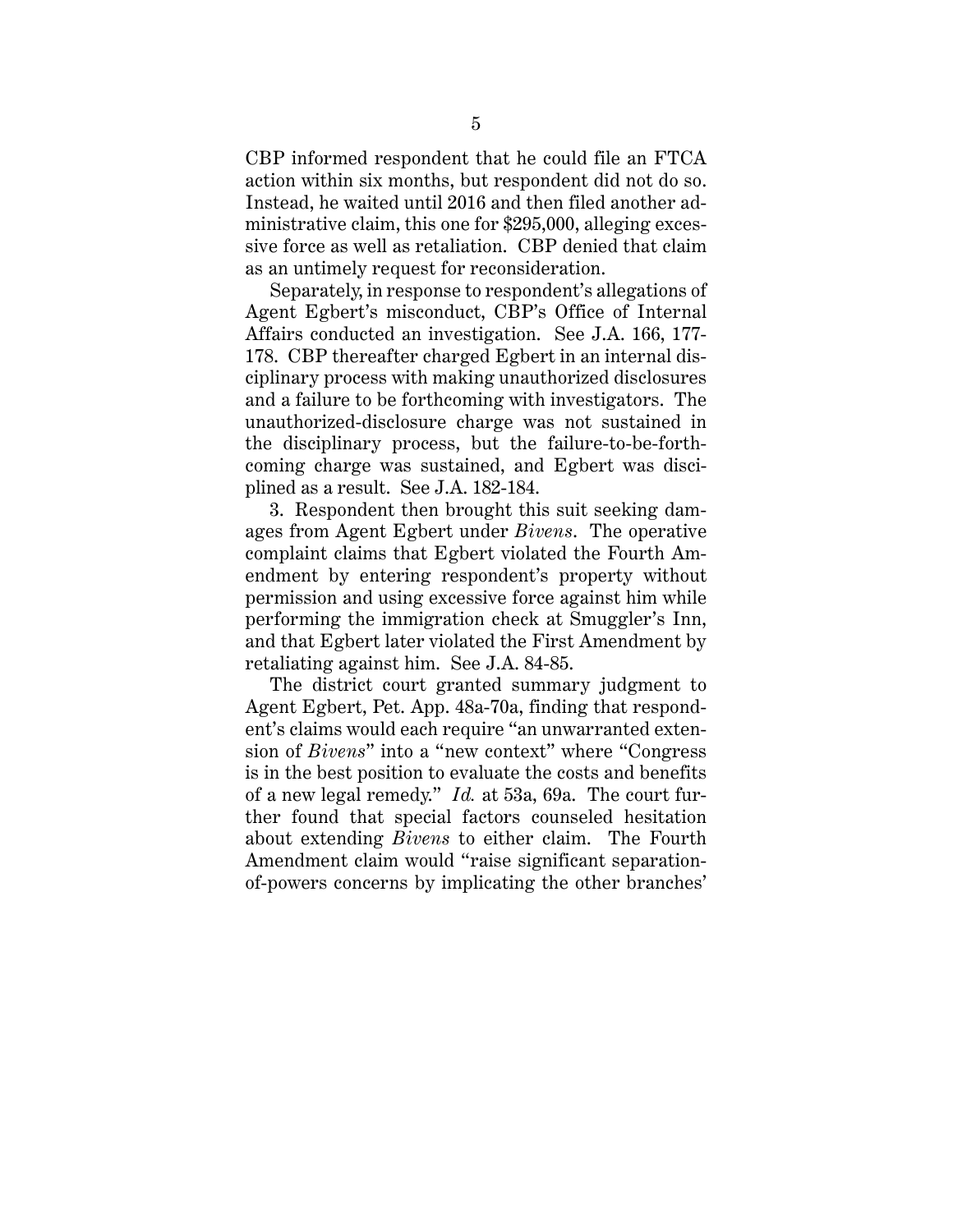CBP informed respondent that he could file an FTCA action within six months, but respondent did not do so. Instead, he waited until 2016 and then filed another administrative claim, this one for $295,000, alleging excessive force as well as retaliation. CBP denied that claim as an untimely request for reconsideration.

Separately, in response to respondent's allegations of Agent Egbert's misconduct, CBP's Office of Internal Affairs conducted an investigation. See J.A. 166, 177-178. CBP thereafter charged Egbert in an internal disciplinary process with making unauthorized disclosures and a failure to be forthcoming with investigators. The unauthorized-disclosure charge was not sustained in the disciplinary process, but the failure-to-be-forthcoming charge was sustained, and Egbert was disciplined as a result. See J.A. 182-184.

3. Respondent then brought this suit seeking damages from Agent Egbert under *Bivens*. The operative complaint claims that Egbert violated the Fourth Amendment by entering respondent's property without permission and using excessive force against him while performing the immigration check at Smuggler's Inn, and that Egbert later violated the First Amendment by retaliating against him. See J.A. 84-85.

The district court granted summary judgment to Agent Egbert, Pet. App. 48a-70a, finding that respondent's claims would each require "an unwarranted extension of *Bivens*" into a "new context" where "Congress is in the best position to evaluate the costs and benefits of a new legal remedy." *Id.* at 53a, 69a. The court further found that special factors counseled hesitation about extending *Bivens* to either claim. The Fourth Amendment claim would "raise significant separation-of-powers concerns by implicating the other branches'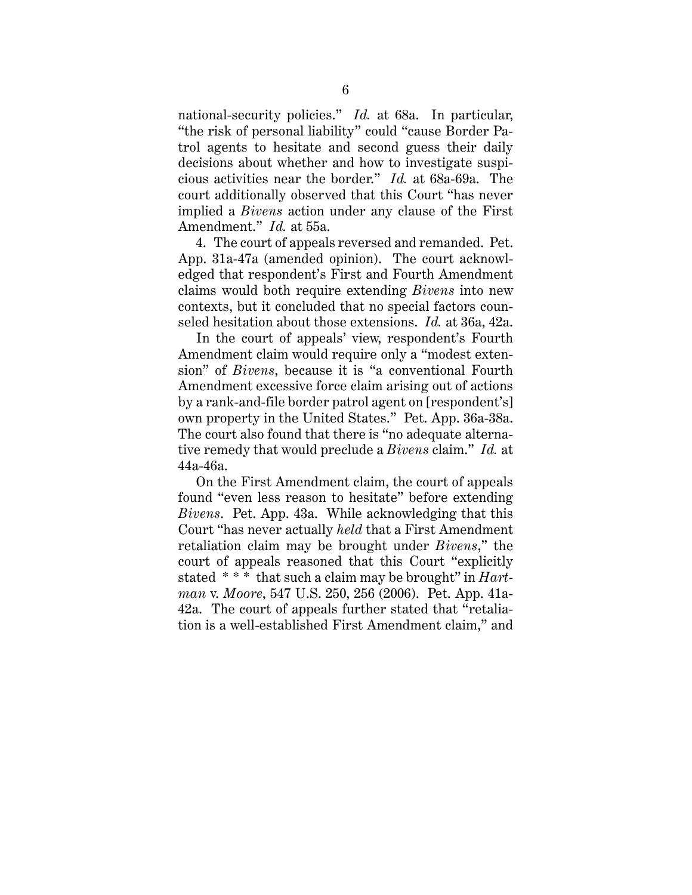national-security policies." *Id.* at 68a. In particular, "the risk of personal liability" could "cause Border Patrol agents to hesitate and second guess their daily decisions about whether and how to investigate suspicious activities near the border." *Id.* at 68a-69a. The court additionally observed that this Court "has never implied a *Bivens* action under any clause of the First Amendment." *Id.* at 55a.

4. The court of appeals reversed and remanded. Pet. App. 31a-47a (amended opinion). The court acknowledged that respondent's First and Fourth Amendment claims would both require extending *Bivens* into new contexts, but it concluded that no special factors counseled hesitation about those extensions. *Id.* at 36a, 42a.

In the court of appeals' view, respondent's Fourth Amendment claim would require only a "modest extension" of *Bivens*, because it is "a conventional Fourth Amendment excessive force claim arising out of actions by a rank-and-file border patrol agent on [respondent's] own property in the United States." Pet. App. 36a-38a. The court also found that there is "no adequate alternative remedy that would preclude a *Bivens* claim." *Id.* at 44a-46a.

On the First Amendment claim, the court of appeals found "even less reason to hesitate" before extending *Bivens*. Pet. App. 43a. While acknowledging that this Court "has never actually *held* that a First Amendment retaliation claim may be brought under *Bivens*," the court of appeals reasoned that this Court "explicitly stated * * * that such a claim may be brought" in *Hartman* v. *Moore*, 547 U.S. 250, 256 (2006). Pet. App. 41a-42a. The court of appeals further stated that "retaliation is a well-established First Amendment claim," and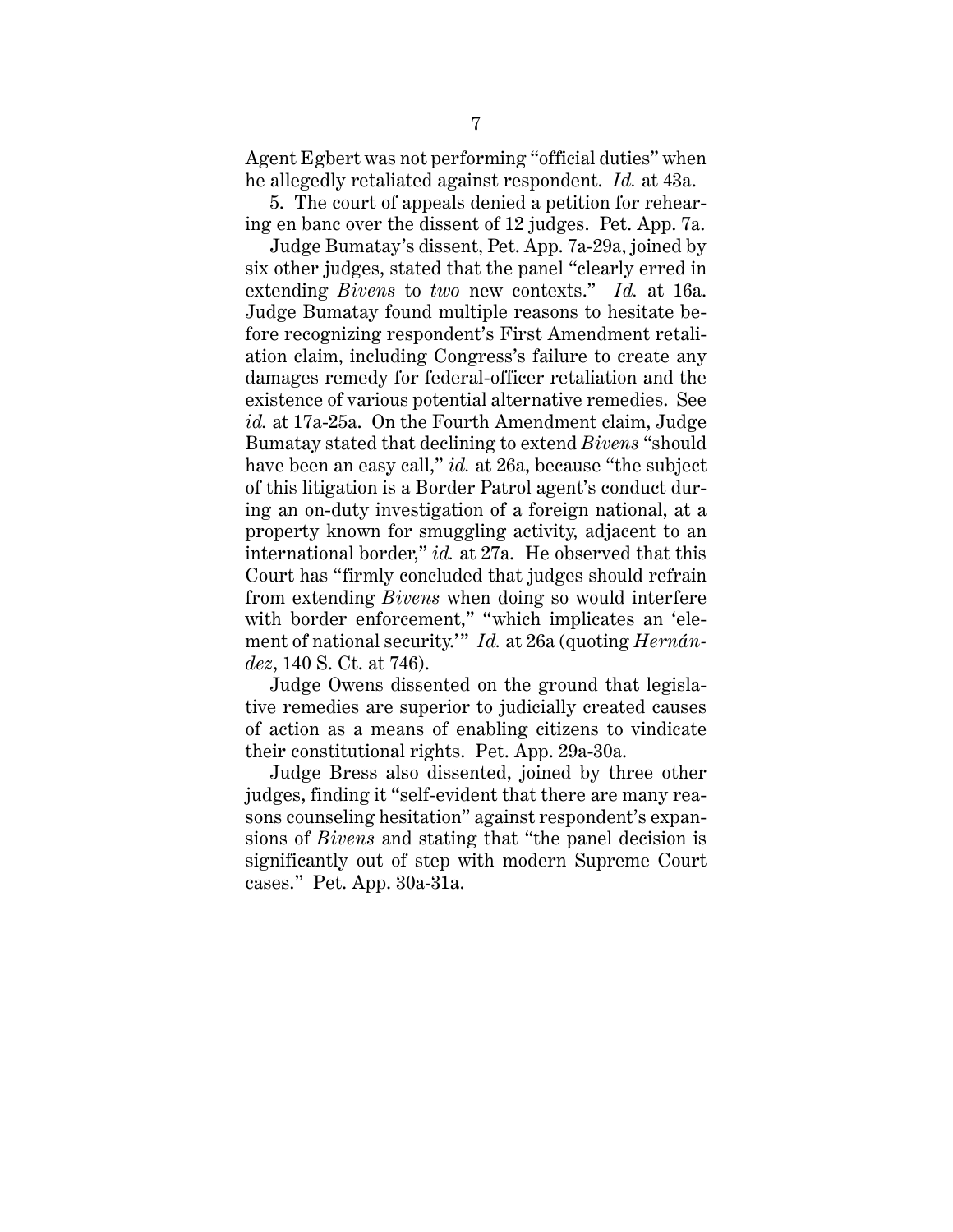Agent Egbert was not performing "official duties" when he allegedly retaliated against respondent. *Id.* at 43a.

5. The court of appeals denied a petition for rehearing en banc over the dissent of 12 judges. Pet. App. 7a.

Judge Bumatay's dissent, Pet. App. 7a-29a, joined by six other judges, stated that the panel "clearly erred in extending *Bivens* to *two* new contexts." *Id.* at 16a. Judge Bumatay found multiple reasons to hesitate before recognizing respondent's First Amendment retaliation claim, including Congress's failure to create any damages remedy for federal-officer retaliation and the existence of various potential alternative remedies. See *id.* at 17a-25a. On the Fourth Amendment claim, Judge Bumatay stated that declining to extend *Bivens* "should have been an easy call," *id.* at 26a, because "the subject of this litigation is a Border Patrol agent's conduct during an on-duty investigation of a foreign national, at a property known for smuggling activity, adjacent to an international border," *id.* at 27a. He observed that this Court has "firmly concluded that judges should refrain from extending *Bivens* when doing so would interfere with border enforcement," "which implicates an 'element of national security.'" *Id.* at 26a (quoting *Hernández*, 140 S. Ct. at 746).

Judge Owens dissented on the ground that legislative remedies are superior to judicially created causes of action as a means of enabling citizens to vindicate their constitutional rights. Pet. App. 29a-30a.

Judge Bress also dissented, joined by three other judges, finding it "self-evident that there are many reasons counseling hesitation" against respondent's expansions of *Bivens* and stating that "the panel decision is significantly out of step with modern Supreme Court cases." Pet. App. 30a-31a.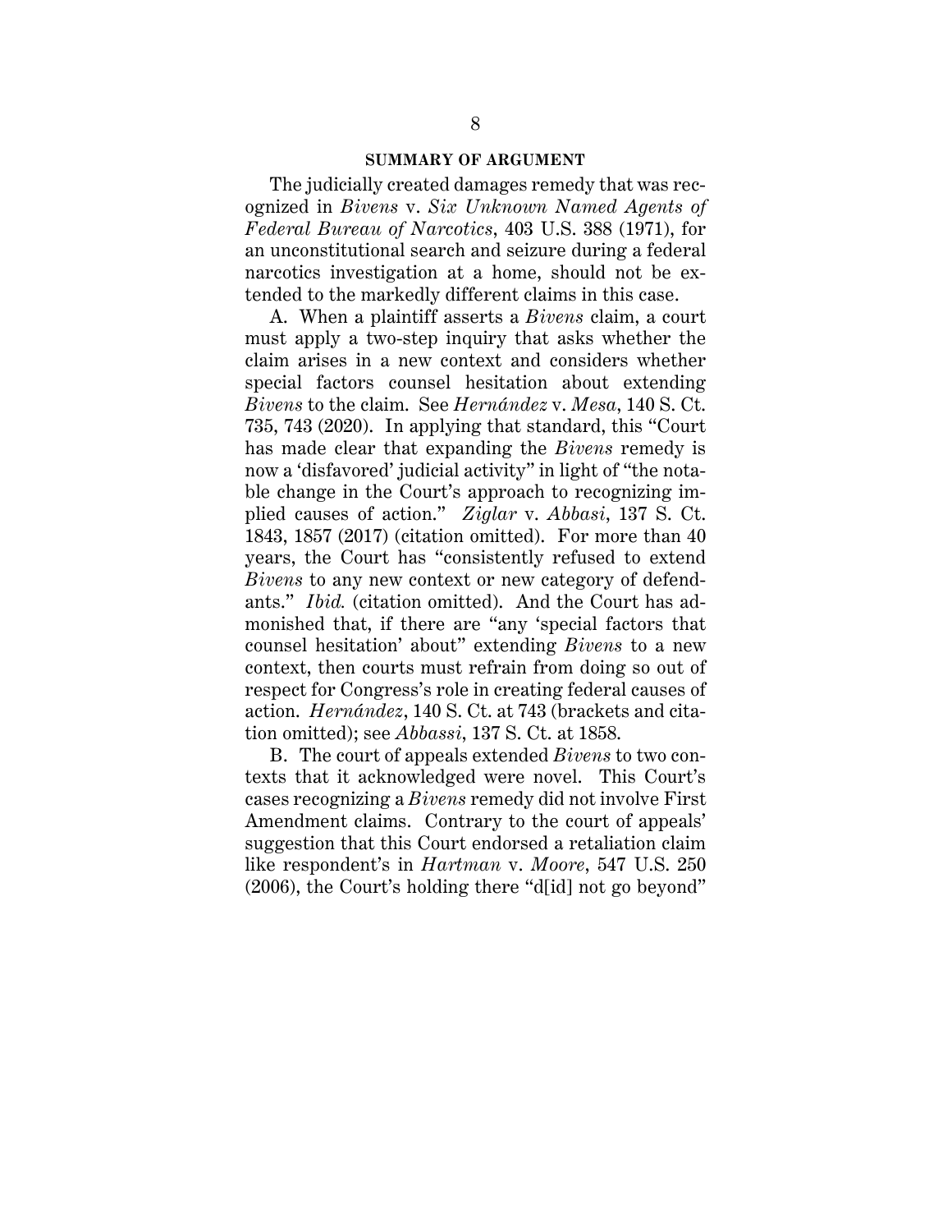## SUMMARY OF ARGUMENT

The judicially created damages remedy that was recognized in *Bivens* v. *Six Unknown Named Agents of Federal Bureau of Narcotics*, 403 U.S. 388 (1971), for an unconstitutional search and seizure during a federal narcotics investigation at a home, should not be extended to the markedly different claims in this case.

A. When a plaintiff asserts a *Bivens* claim, a court must apply a two-step inquiry that asks whether the claim arises in a new context and considers whether special factors counsel hesitation about extending *Bivens* to the claim. See *Hernández* v. *Mesa*, 140 S. Ct. 735, 743 (2020). In applying that standard, this "Court has made clear that expanding the *Bivens* remedy is now a 'disfavored' judicial activity" in light of "the notable change in the Court's approach to recognizing implied causes of action." *Ziglar* v. *Abbasi*, 137 S. Ct. 1843, 1857 (2017) (citation omitted). For more than 40 years, the Court has "consistently refused to extend *Bivens* to any new context or new category of defendants." *Ibid.* (citation omitted). And the Court has admonished that, if there are "any 'special factors that counsel hesitation' about" extending *Bivens* to a new context, then courts must refrain from doing so out of respect for Congress's role in creating federal causes of action. *Hernández*, 140 S. Ct. at 743 (brackets and citation omitted); see *Abbassi*, 137 S. Ct. at 1858.

B. The court of appeals extended *Bivens* to two contexts that it acknowledged were novel. This Court's cases recognizing a *Bivens* remedy did not involve First Amendment claims. Contrary to the court of appeals' suggestion that this Court endorsed a retaliation claim like respondent's in *Hartman* v. *Moore*, 547 U.S. 250 (2006), the Court's holding there "d[id] not go beyond"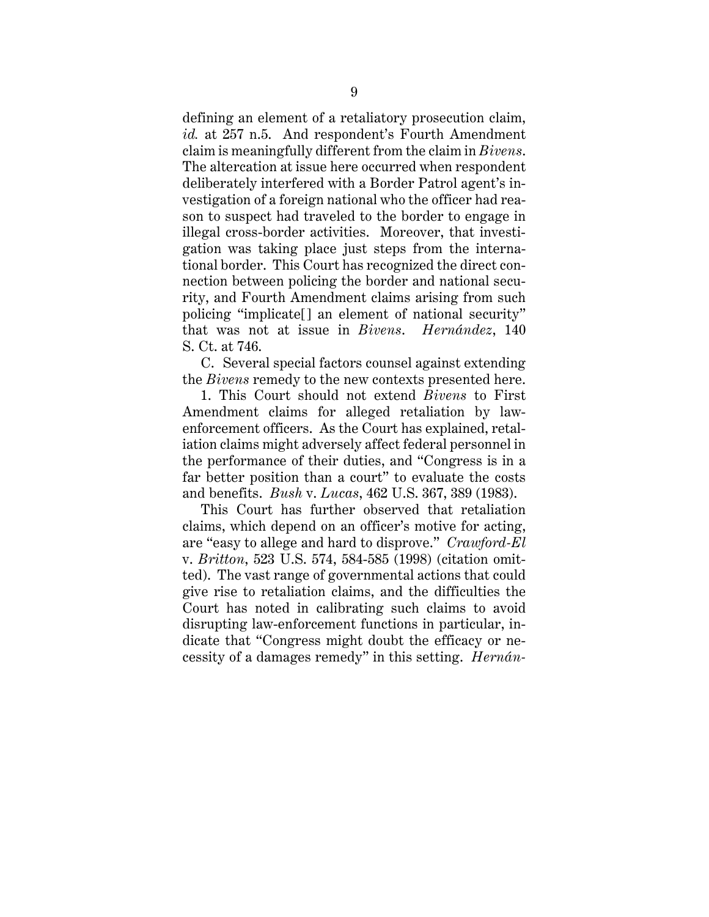defining an element of a retaliatory prosecution claim, *id.* at 257 n.5. And respondent's Fourth Amendment claim is meaningfully different from the claim in *Bivens*. The altercation at issue here occurred when respondent deliberately interfered with a Border Patrol agent's investigation of a foreign national who the officer had reason to suspect had traveled to the border to engage in illegal cross-border activities. Moreover, that investigation was taking place just steps from the international border. This Court has recognized the direct connection between policing the border and national security, and Fourth Amendment claims arising from such policing "implicate[] an element of national security" that was not at issue in *Bivens*. *Hernández*, 140 S. Ct. at 746.

C. Several special factors counsel against extending the *Bivens* remedy to the new contexts presented here.

1. This Court should not extend *Bivens* to First Amendment claims for alleged retaliation by law-enforcement officers. As the Court has explained, retaliation claims might adversely affect federal personnel in the performance of their duties, and "Congress is in a far better position than a court" to evaluate the costs and benefits. *Bush* v. *Lucas*, 462 U.S. 367, 389 (1983).

This Court has further observed that retaliation claims, which depend on an officer's motive for acting, are "easy to allege and hard to disprove." *Crawford-El* v. *Britton*, 523 U.S. 574, 584-585 (1998) (citation omitted). The vast range of governmental actions that could give rise to retaliation claims, and the difficulties the Court has noted in calibrating such claims to avoid disrupting law-enforcement functions in particular, indicate that "Congress might doubt the efficacy or necessity of a damages remedy" in this setting. *Hernán-*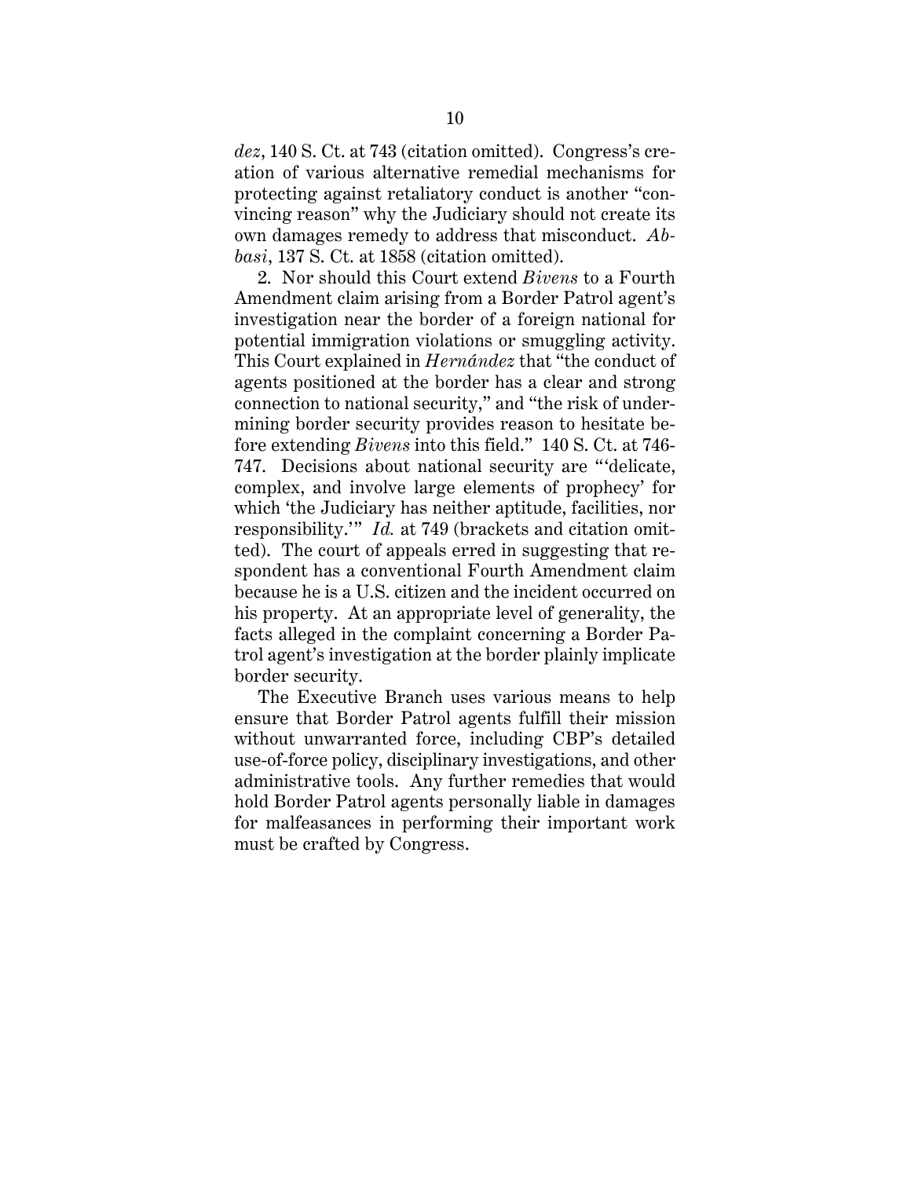*dez*, 140 S. Ct. at 743 (citation omitted). Congress's creation of various alternative remedial mechanisms for protecting against retaliatory conduct is another "convincing reason" why the Judiciary should not create its own damages remedy to address that misconduct. *Abbasi*, 137 S. Ct. at 1858 (citation omitted).

2. Nor should this Court extend *Bivens* to a Fourth Amendment claim arising from a Border Patrol agent's investigation near the border of a foreign national for potential immigration violations or smuggling activity. This Court explained in *Hernández* that "the conduct of agents positioned at the border has a clear and strong connection to national security," and "the risk of undermining border security provides reason to hesitate before extending *Bivens* into this field." 140 S. Ct. at 746-747. Decisions about national security are "'delicate, complex, and involve large elements of prophecy' for which 'the Judiciary has neither aptitude, facilities, nor responsibility.'" *Id.* at 749 (brackets and citation omitted). The court of appeals erred in suggesting that respondent has a conventional Fourth Amendment claim because he is a U.S. citizen and the incident occurred on his property. At an appropriate level of generality, the facts alleged in the complaint concerning a Border Patrol agent's investigation at the border plainly implicate border security.

The Executive Branch uses various means to help ensure that Border Patrol agents fulfill their mission without unwarranted force, including CBP's detailed use-of-force policy, disciplinary investigations, and other administrative tools. Any further remedies that would hold Border Patrol agents personally liable in damages for malfeasances in performing their important work must be crafted by Congress.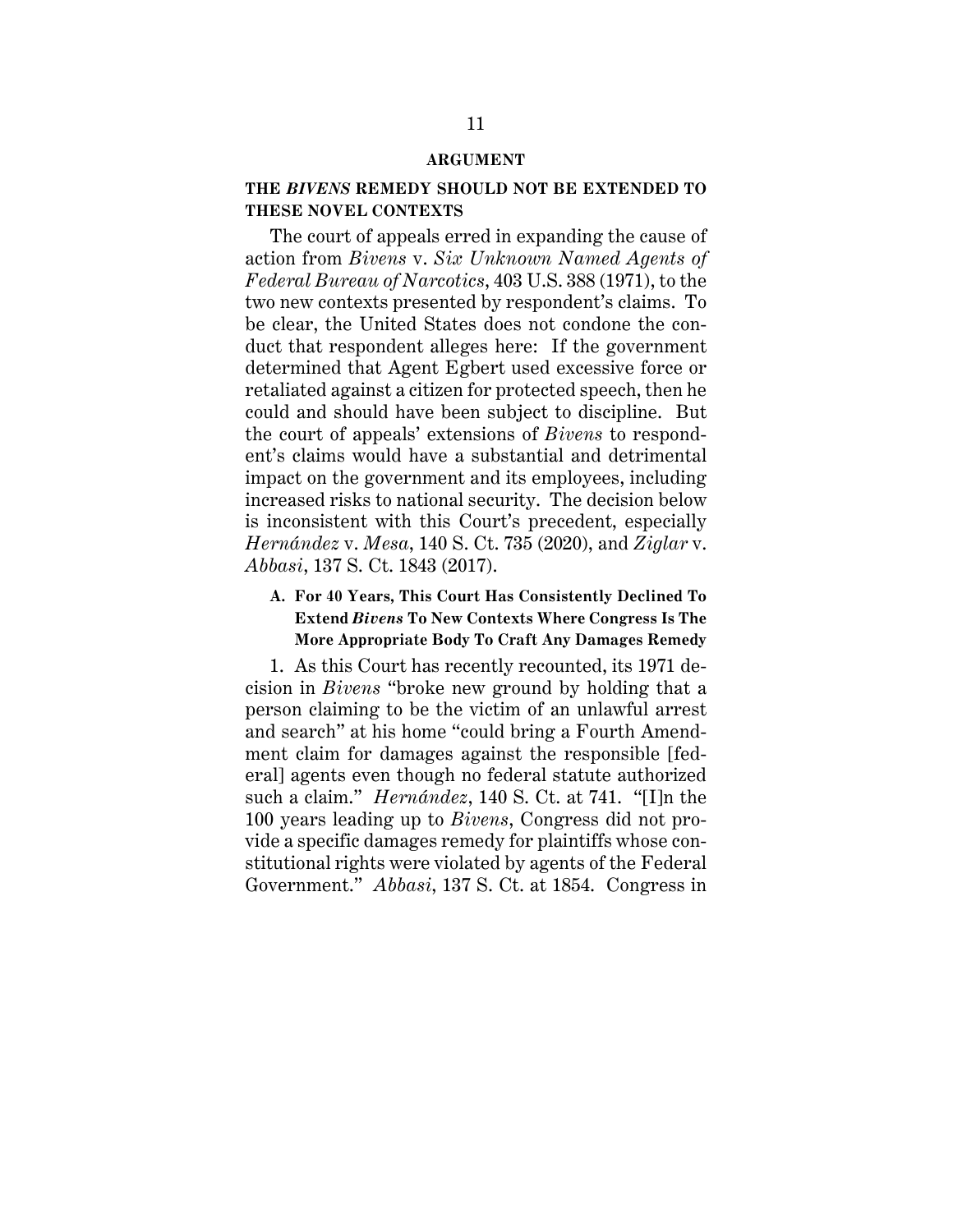## ARGUMENT

### THE *BIVENS* REMEDY SHOULD NOT BE EXTENDED TO THESE NOVEL CONTEXTS

The court of appeals erred in expanding the cause of action from *Bivens* v. *Six Unknown Named Agents of Federal Bureau of Narcotics*, 403 U.S. 388 (1971), to the two new contexts presented by respondent's claims. To be clear, the United States does not condone the conduct that respondent alleges here: If the government determined that Agent Egbert used excessive force or retaliated against a citizen for protected speech, then he could and should have been subject to discipline. But the court of appeals' extensions of *Bivens* to respondent's claims would have a substantial and detrimental impact on the government and its employees, including increased risks to national security. The decision below is inconsistent with this Court's precedent, especially *Hernández* v. *Mesa*, 140 S. Ct. 735 (2020), and *Ziglar* v. *Abbasi*, 137 S. Ct. 1843 (2017).

#### A. For 40 Years, This Court Has Consistently Declined To Extend *Bivens* To New Contexts Where Congress Is The More Appropriate Body To Craft Any Damages Remedy

1. As this Court has recently recounted, its 1971 decision in *Bivens* "broke new ground by holding that a person claiming to be the victim of an unlawful arrest and search" at his home "could bring a Fourth Amendment claim for damages against the responsible [federal] agents even though no federal statute authorized such a claim." *Hernández*, 140 S. Ct. at 741. "[I]n the 100 years leading up to *Bivens*, Congress did not provide a specific damages remedy for plaintiffs whose constitutional rights were violated by agents of the Federal Government." *Abbasi*, 137 S. Ct. at 1854. Congress in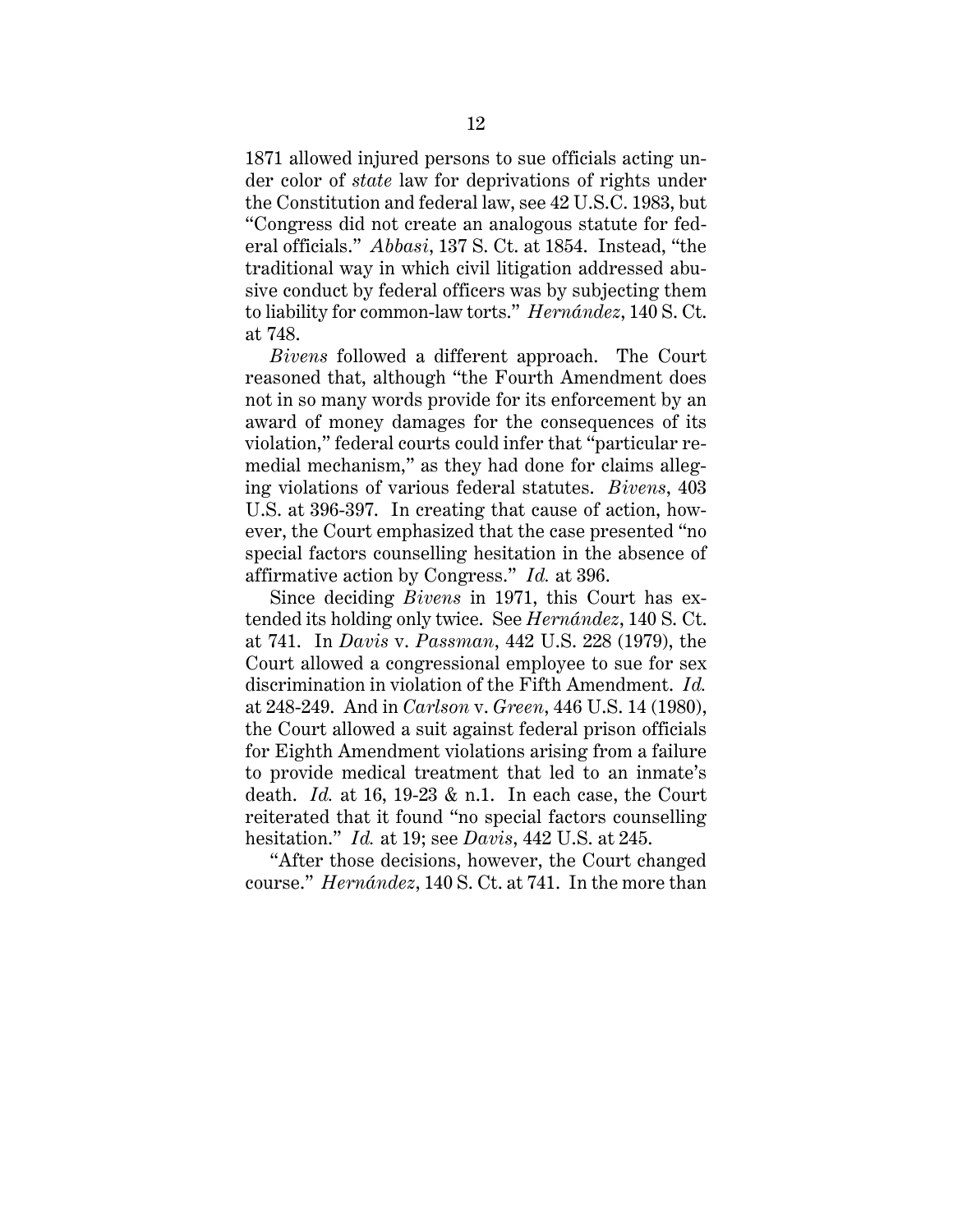1871 allowed injured persons to sue officials acting under color of *state* law for deprivations of rights under the Constitution and federal law, see 42 U.S.C. 1983, but "Congress did not create an analogous statute for federal officials." *Abbasi*, 137 S. Ct. at 1854. Instead, "the traditional way in which civil litigation addressed abusive conduct by federal officers was by subjecting them to liability for common-law torts." *Hernández*, 140 S. Ct. at 748.

*Bivens* followed a different approach. The Court reasoned that, although "the Fourth Amendment does not in so many words provide for its enforcement by an award of money damages for the consequences of its violation," federal courts could infer that "particular remedial mechanism," as they had done for claims alleging violations of various federal statutes. *Bivens*, 403 U.S. at 396-397. In creating that cause of action, however, the Court emphasized that the case presented "no special factors counselling hesitation in the absence of affirmative action by Congress." *Id.* at 396.

Since deciding *Bivens* in 1971, this Court has extended its holding only twice. See *Hernández*, 140 S. Ct. at 741. In *Davis* v. *Passman*, 442 U.S. 228 (1979), the Court allowed a congressional employee to sue for sex discrimination in violation of the Fifth Amendment. *Id.* at 248-249. And in *Carlson* v. *Green*, 446 U.S. 14 (1980), the Court allowed a suit against federal prison officials for Eighth Amendment violations arising from a failure to provide medical treatment that led to an inmate's death. *Id.* at 16, 19-23 & n.1. In each case, the Court reiterated that it found "no special factors counselling hesitation." *Id.* at 19; see *Davis*, 442 U.S. at 245.

"After those decisions, however, the Court changed course." *Hernández*, 140 S. Ct. at 741. In the more than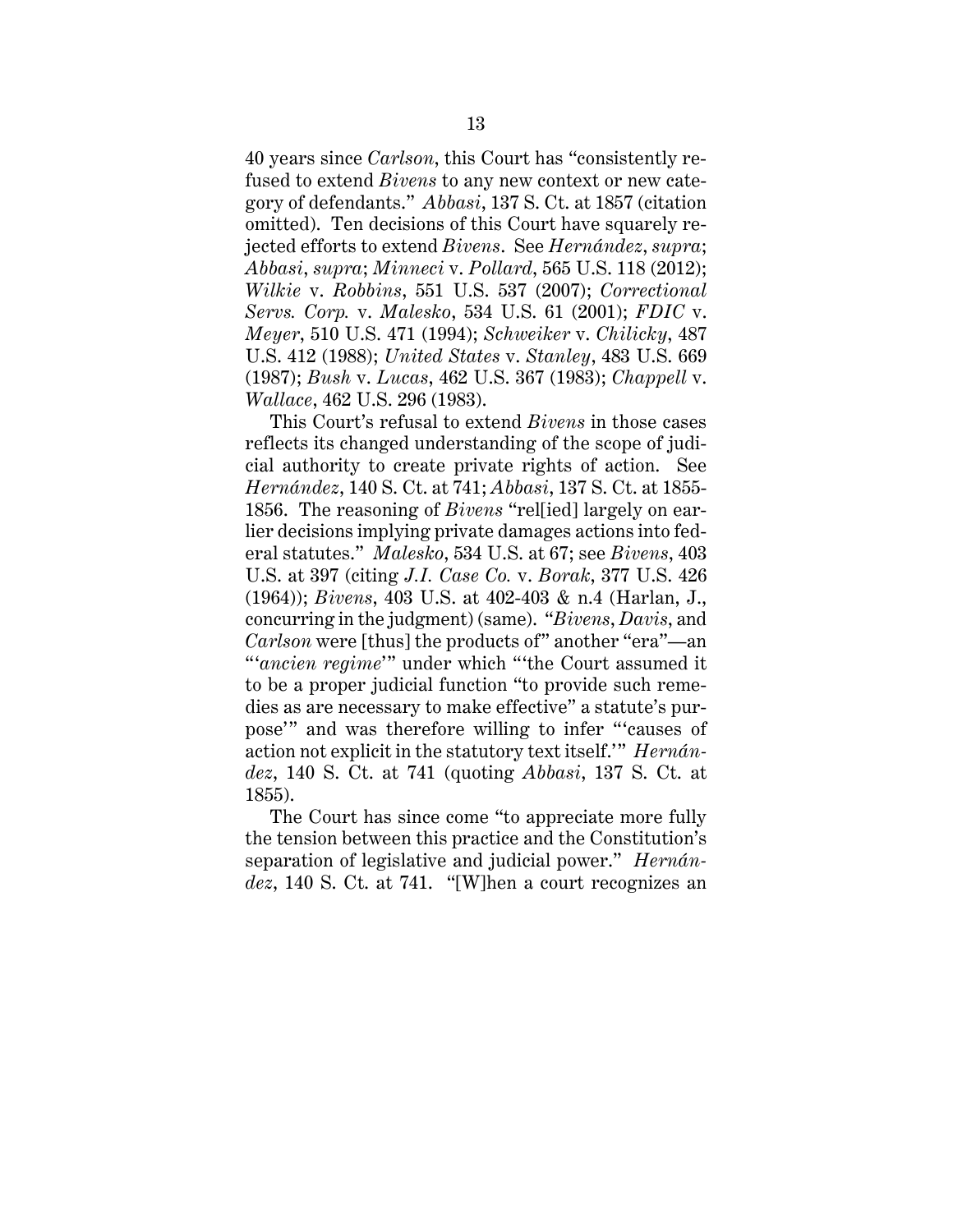40 years since *Carlson*, this Court has "consistently refused to extend *Bivens* to any new context or new category of defendants." *Abbasi*, 137 S. Ct. at 1857 (citation omitted). Ten decisions of this Court have squarely rejected efforts to extend *Bivens*. See *Hernández*, *supra*; *Abbasi*, *supra*; *Minneci* v. *Pollard*, 565 U.S. 118 (2012); *Wilkie* v. *Robbins*, 551 U.S. 537 (2007); *Correctional Servs. Corp.* v. *Malesko*, 534 U.S. 61 (2001); *FDIC* v. *Meyer*, 510 U.S. 471 (1994); *Schweiker* v. *Chilicky*, 487 U.S. 412 (1988); *United States* v. *Stanley*, 483 U.S. 669 (1987); *Bush* v. *Lucas*, 462 U.S. 367 (1983); *Chappell* v. *Wallace*, 462 U.S. 296 (1983).

This Court's refusal to extend *Bivens* in those cases reflects its changed understanding of the scope of judicial authority to create private rights of action. See *Hernández*, 140 S. Ct. at 741; *Abbasi*, 137 S. Ct. at 1855-1856. The reasoning of *Bivens* "rel[ied] largely on earlier decisions implying private damages actions into federal statutes." *Malesko*, 534 U.S. at 67; see *Bivens*, 403 U.S. at 397 (citing *J.I. Case Co.* v. *Borak*, 377 U.S. 426 (1964)); *Bivens*, 403 U.S. at 402-403 & n.4 (Harlan, J., concurring in the judgment) (same). "*Bivens*, *Davis*, and *Carlson* were [thus] the products of" another "era"—an "'*ancien regime*'" under which "'the Court assumed it to be a proper judicial function "to provide such remedies as are necessary to make effective" a statute's purpose'" and was therefore willing to infer "'causes of action not explicit in the statutory text itself.'" *Hernández*, 140 S. Ct. at 741 (quoting *Abbasi*, 137 S. Ct. at 1855).

The Court has since come "to appreciate more fully the tension between this practice and the Constitution's separation of legislative and judicial power." *Hernández*, 140 S. Ct. at 741. "[W]hen a court recognizes an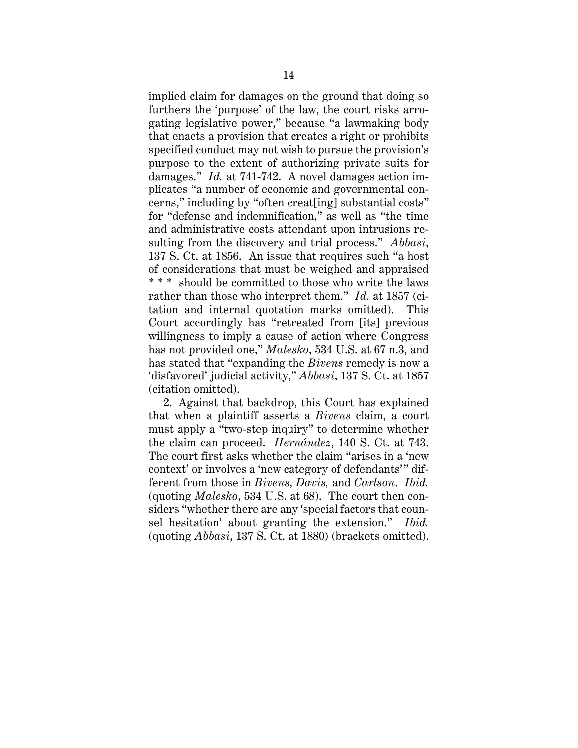implied claim for damages on the ground that doing so furthers the 'purpose' of the law, the court risks arrogating legislative power," because "a lawmaking body that enacts a provision that creates a right or prohibits specified conduct may not wish to pursue the provision's purpose to the extent of authorizing private suits for damages." *Id.* at 741-742. A novel damages action implicates "a number of economic and governmental concerns," including by "often creat[ing] substantial costs" for "defense and indemnification," as well as "the time and administrative costs attendant upon intrusions resulting from the discovery and trial process." *Abbasi*, 137 S. Ct. at 1856. An issue that requires such "a host of considerations that must be weighed and appraised * * * should be committed to those who write the laws rather than those who interpret them." *Id.* at 1857 (citation and internal quotation marks omitted). This Court accordingly has "retreated from [its] previous willingness to imply a cause of action where Congress has not provided one," *Malesko*, 534 U.S. at 67 n.3, and has stated that "expanding the *Bivens* remedy is now a 'disfavored' judicial activity," *Abbasi*, 137 S. Ct. at 1857 (citation omitted).

2. Against that backdrop, this Court has explained that when a plaintiff asserts a *Bivens* claim, a court must apply a "two-step inquiry" to determine whether the claim can proceed. *Hernández*, 140 S. Ct. at 743. The court first asks whether the claim "arises in a 'new context' or involves a 'new category of defendants'" different from those in *Bivens*, *Davis,* and *Carlson*. *Ibid.* (quoting *Malesko*, 534 U.S. at 68). The court then considers "whether there are any 'special factors that counsel hesitation' about granting the extension." *Ibid.* (quoting *Abbasi*, 137 S. Ct. at 1880) (brackets omitted).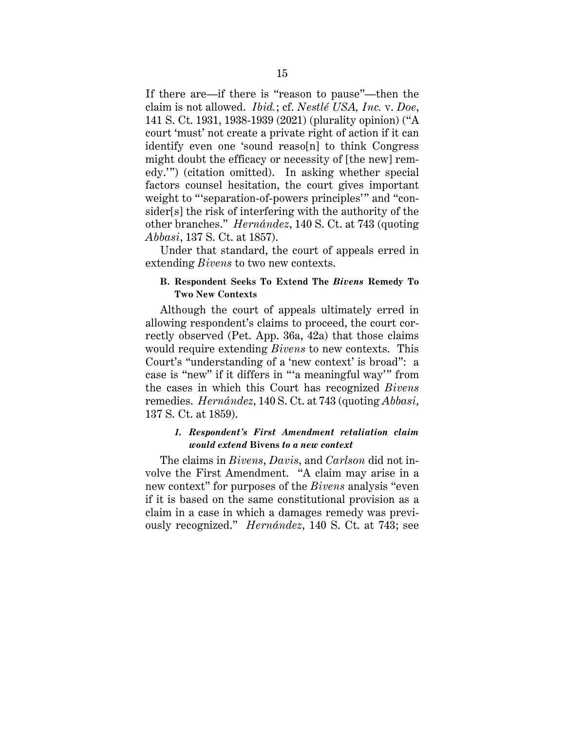If there are—if there is "reason to pause"—then the claim is not allowed. *Ibid.*; cf. *Nestlé USA, Inc.* v. *Doe*, 141 S. Ct. 1931, 1938-1939 (2021) (plurality opinion) ("A court 'must' not create a private right of action if it can identify even one 'sound reaso[n] to think Congress might doubt the efficacy or necessity of [the new] remedy.'") (citation omitted). In asking whether special factors counsel hesitation, the court gives important weight to "'separation-of-powers principles'" and "consider[s] the risk of interfering with the authority of the other branches." *Hernández*, 140 S. Ct. at 743 (quoting *Abbasi*, 137 S. Ct. at 1857).

Under that standard, the court of appeals erred in extending *Bivens* to two new contexts.

### B. Respondent Seeks To Extend The *Bivens* Remedy To Two New Contexts

Although the court of appeals ultimately erred in allowing respondent's claims to proceed, the court correctly observed (Pet. App. 36a, 42a) that those claims would require extending *Bivens* to new contexts. This Court's "understanding of a 'new context' is broad": a case is "new" if it differs in "'a meaningful way'" from the cases in which this Court has recognized *Bivens* remedies. *Hernández*, 140 S. Ct. at 743 (quoting *Abbasi*, 137 S. Ct. at 1859).

#### *1. Respondent's First Amendment retaliation claim would extend* Bivens *to a new context*

The claims in *Bivens*, *Davis*, and *Carlson* did not involve the First Amendment. "A claim may arise in a new context" for purposes of the *Bivens* analysis "even if it is based on the same constitutional provision as a claim in a case in which a damages remedy was previously recognized." *Hernández*, 140 S. Ct. at 743; see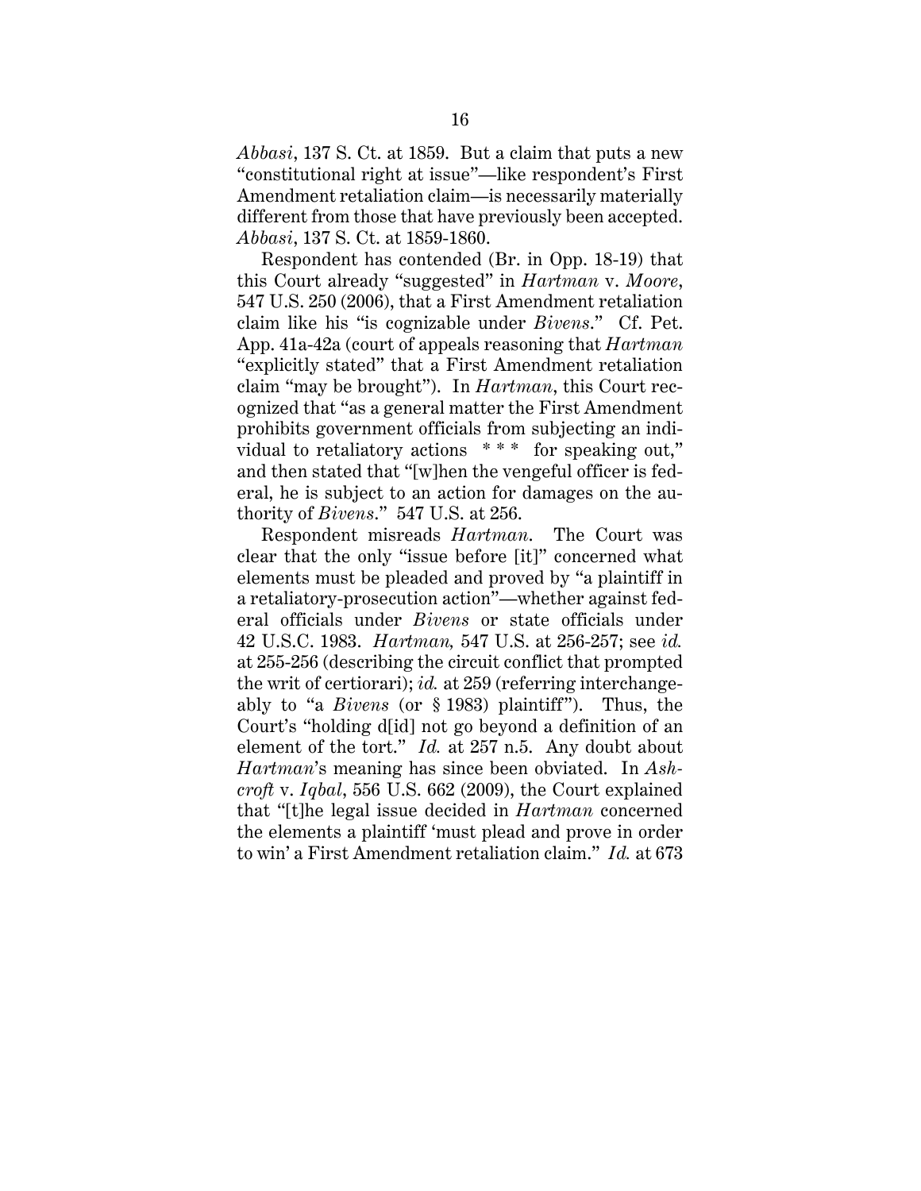*Abbasi*, 137 S. Ct. at 1859. But a claim that puts a new "constitutional right at issue"—like respondent's First Amendment retaliation claim—is necessarily materially different from those that have previously been accepted. *Abbasi*, 137 S. Ct. at 1859-1860.

Respondent has contended (Br. in Opp. 18-19) that this Court already "suggested" in *Hartman* v. *Moore*, 547 U.S. 250 (2006), that a First Amendment retaliation claim like his "is cognizable under *Bivens*." Cf. Pet. App. 41a-42a (court of appeals reasoning that *Hartman* "explicitly stated" that a First Amendment retaliation claim "may be brought"). In *Hartman*, this Court recognized that "as a general matter the First Amendment prohibits government officials from subjecting an individual to retaliatory actions \* \* \* for speaking out," and then stated that "[w]hen the vengeful officer is federal, he is subject to an action for damages on the authority of *Bivens*." 547 U.S. at 256.

Respondent misreads *Hartman*. The Court was clear that the only "issue before [it]" concerned what elements must be pleaded and proved by "a plaintiff in a retaliatory-prosecution action"—whether against federal officials under *Bivens* or state officials under 42 U.S.C. 1983. *Hartman,* 547 U.S. at 256-257; see *id.* at 255-256 (describing the circuit conflict that prompted the writ of certiorari); *id.* at 259 (referring interchangeably to "a *Bivens* (or § 1983) plaintiff"). Thus, the Court's "holding d[id] not go beyond a definition of an element of the tort." *Id.* at 257 n.5. Any doubt about *Hartman*'s meaning has since been obviated. In *Ashcroft* v. *Iqbal*, 556 U.S. 662 (2009), the Court explained that "[t]he legal issue decided in *Hartman* concerned the elements a plaintiff 'must plead and prove in order to win' a First Amendment retaliation claim." *Id.* at 673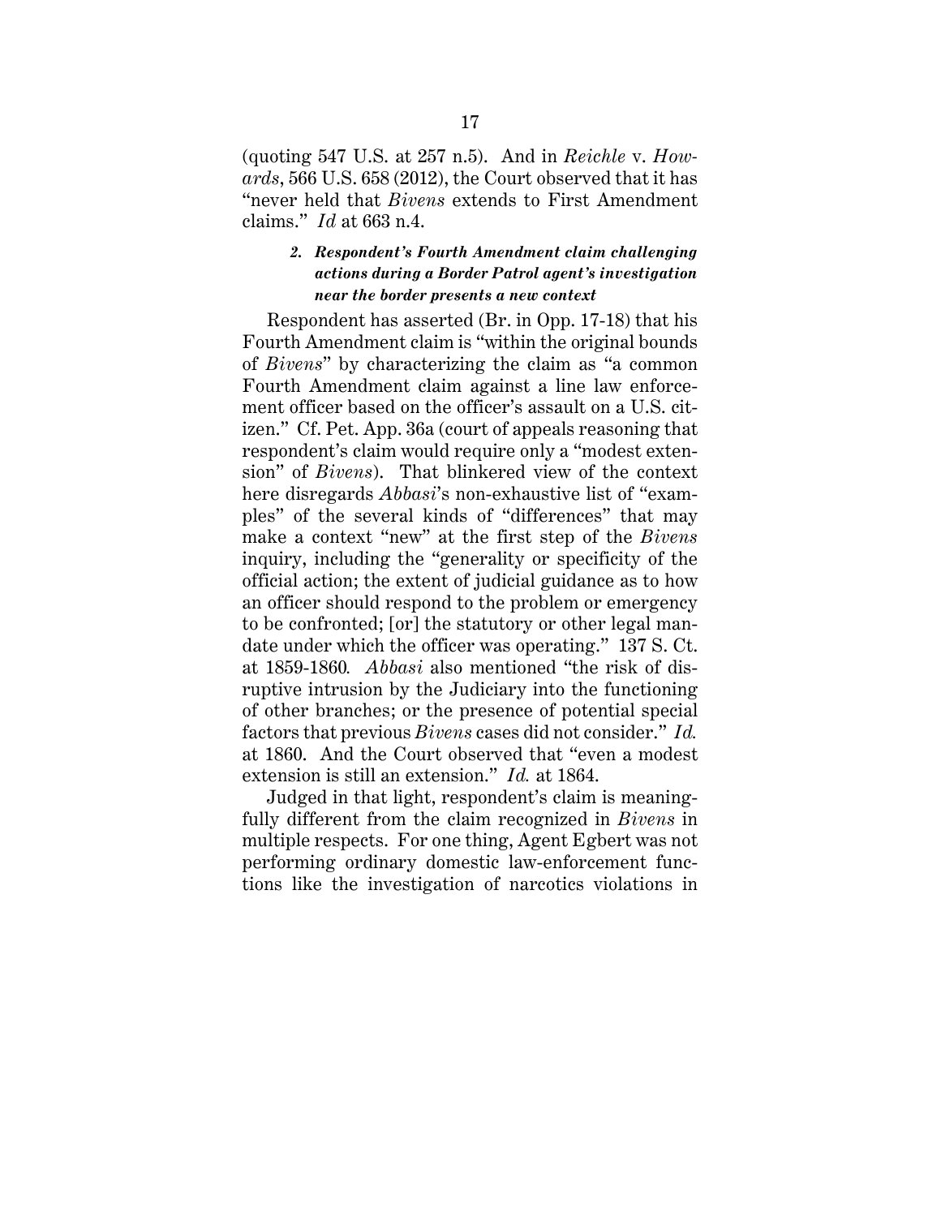(quoting 547 U.S. at 257 n.5). And in *Reichle* v. *Howards*, 566 U.S. 658 (2012), the Court observed that it has "never held that *Bivens* extends to First Amendment claims." *Id* at 663 n.4.

#### *2. Respondent's Fourth Amendment claim challenging actions during a Border Patrol agent's investigation near the border presents a new context*

Respondent has asserted (Br. in Opp. 17-18) that his Fourth Amendment claim is "within the original bounds of *Bivens*" by characterizing the claim as "a common Fourth Amendment claim against a line law enforcement officer based on the officer's assault on a U.S. citizen." Cf. Pet. App. 36a (court of appeals reasoning that respondent's claim would require only a "modest extension" of *Bivens*). That blinkered view of the context here disregards *Abbasi*'s non-exhaustive list of "examples" of the several kinds of "differences" that may make a context "new" at the first step of the *Bivens* inquiry, including the "generality or specificity of the official action; the extent of judicial guidance as to how an officer should respond to the problem or emergency to be confronted; [or] the statutory or other legal mandate under which the officer was operating." 137 S. Ct. at 1859-1860*.* *Abbasi* also mentioned "the risk of disruptive intrusion by the Judiciary into the functioning of other branches; or the presence of potential special factors that previous *Bivens* cases did not consider." *Id.* at 1860. And the Court observed that "even a modest extension is still an extension." *Id.* at 1864.

Judged in that light, respondent's claim is meaningfully different from the claim recognized in *Bivens* in multiple respects. For one thing, Agent Egbert was not performing ordinary domestic law-enforcement functions like the investigation of narcotics violations in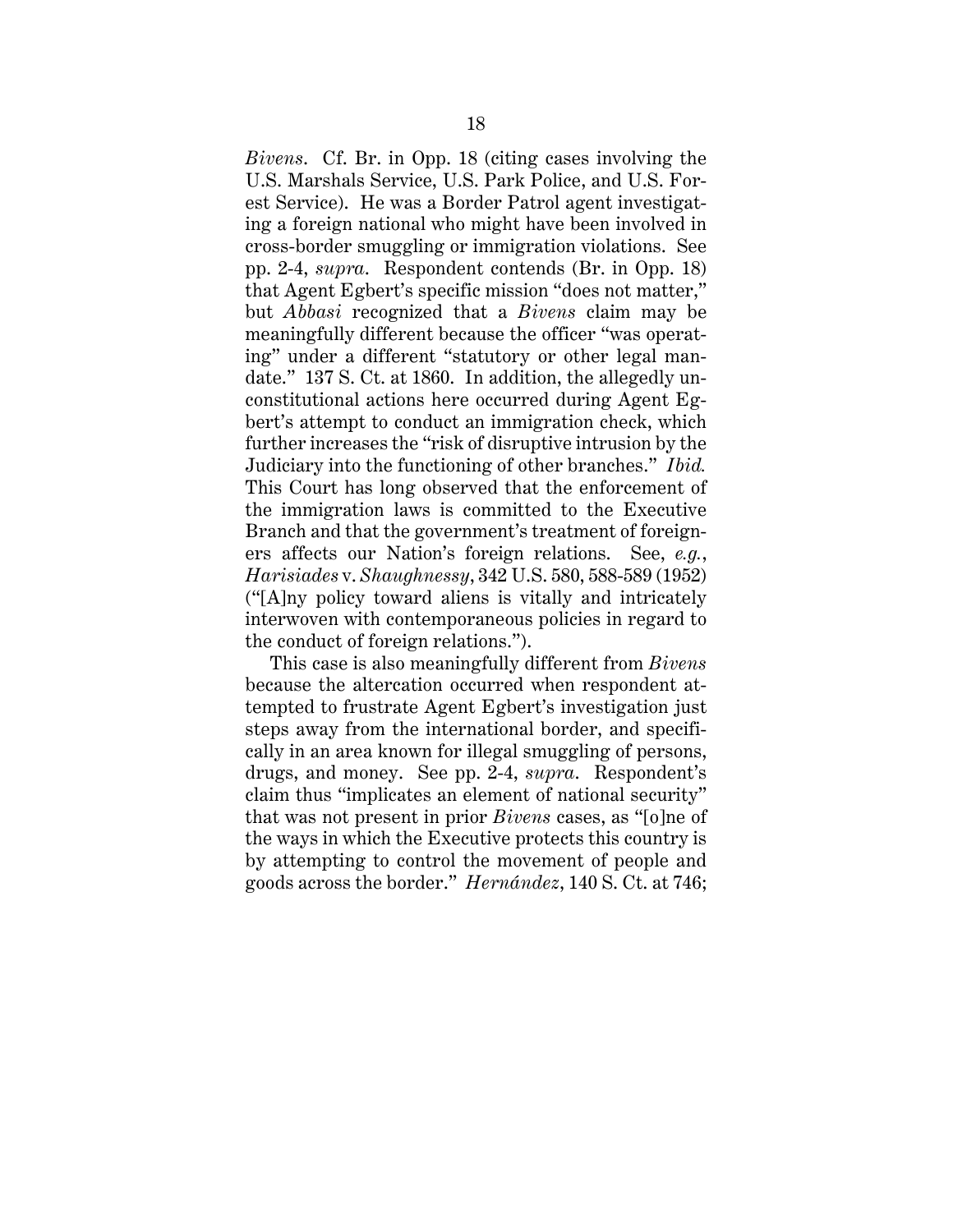*Bivens*. Cf. Br. in Opp. 18 (citing cases involving the U.S. Marshals Service, U.S. Park Police, and U.S. Forest Service). He was a Border Patrol agent investigating a foreign national who might have been involved in cross-border smuggling or immigration violations. See pp. 2-4, *supra*. Respondent contends (Br. in Opp. 18) that Agent Egbert's specific mission "does not matter," but *Abbasi* recognized that a *Bivens* claim may be meaningfully different because the officer "was operating" under a different "statutory or other legal mandate." 137 S. Ct. at 1860. In addition, the allegedly unconstitutional actions here occurred during Agent Egbert's attempt to conduct an immigration check, which further increases the "risk of disruptive intrusion by the Judiciary into the functioning of other branches." *Ibid.* This Court has long observed that the enforcement of the immigration laws is committed to the Executive Branch and that the government's treatment of foreigners affects our Nation's foreign relations. See, *e.g.*, *Harisiades* v. *Shaughnessy*, 342 U.S. 580, 588-589 (1952) ("[A]ny policy toward aliens is vitally and intricately interwoven with contemporaneous policies in regard to the conduct of foreign relations.").

This case is also meaningfully different from *Bivens* because the altercation occurred when respondent attempted to frustrate Agent Egbert's investigation just steps away from the international border, and specifically in an area known for illegal smuggling of persons, drugs, and money. See pp. 2-4, *supra*. Respondent's claim thus "implicates an element of national security" that was not present in prior *Bivens* cases, as "[o]ne of the ways in which the Executive protects this country is by attempting to control the movement of people and goods across the border." *Hernández*, 140 S. Ct. at 746;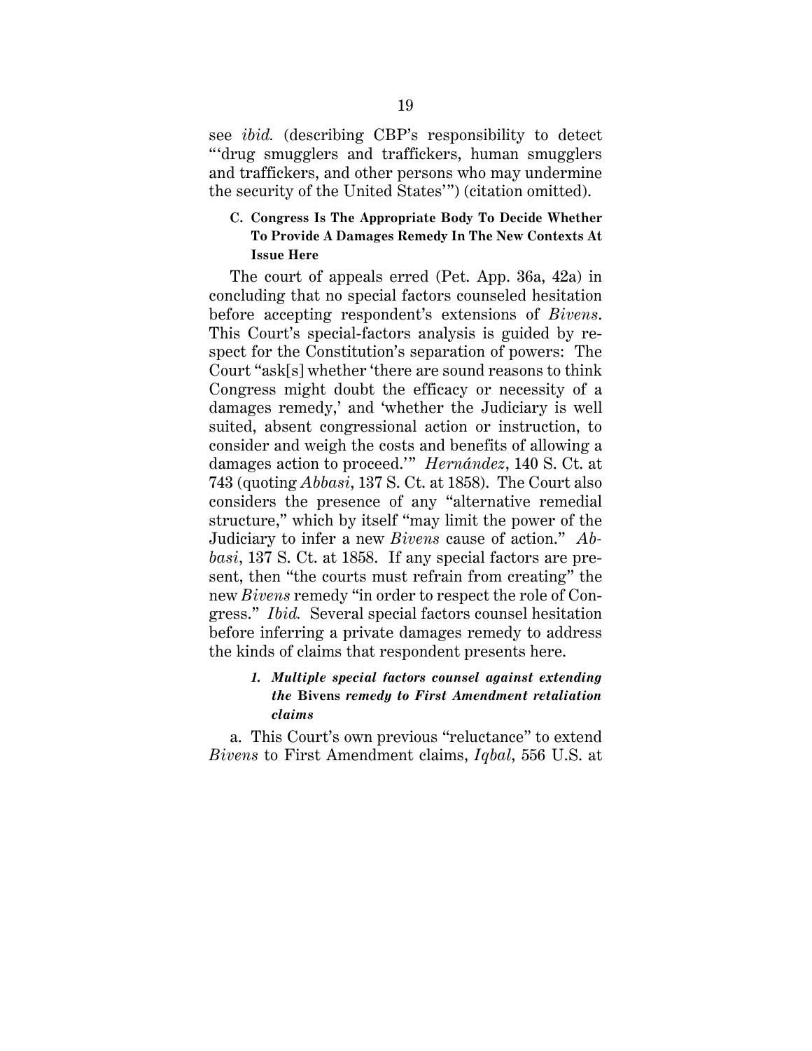see *ibid.* (describing CBP's responsibility to detect "'drug smugglers and traffickers, human smugglers and traffickers, and other persons who may undermine the security of the United States'") (citation omitted).

### C. Congress Is The Appropriate Body To Decide Whether To Provide A Damages Remedy In The New Contexts At Issue Here

The court of appeals erred (Pet. App. 36a, 42a) in concluding that no special factors counseled hesitation before accepting respondent's extensions of *Bivens*. This Court's special-factors analysis is guided by respect for the Constitution's separation of powers: The Court "ask[s] whether 'there are sound reasons to think Congress might doubt the efficacy or necessity of a damages remedy,' and 'whether the Judiciary is well suited, absent congressional action or instruction, to consider and weigh the costs and benefits of allowing a damages action to proceed.'" *Hernández*, 140 S. Ct. at 743 (quoting *Abbasi*, 137 S. Ct. at 1858). The Court also considers the presence of any "alternative remedial structure," which by itself "may limit the power of the Judiciary to infer a new *Bivens* cause of action." *Abbasi*, 137 S. Ct. at 1858. If any special factors are present, then "the courts must refrain from creating" the new *Bivens* remedy "in order to respect the role of Congress." *Ibid.* Several special factors counsel hesitation before inferring a private damages remedy to address the kinds of claims that respondent presents here.

#### 1. *Multiple special factors counsel against extending the* Bivens *remedy to First Amendment retaliation claims*

a. This Court's own previous "reluctance" to extend *Bivens* to First Amendment claims, *Iqbal*, 556 U.S. at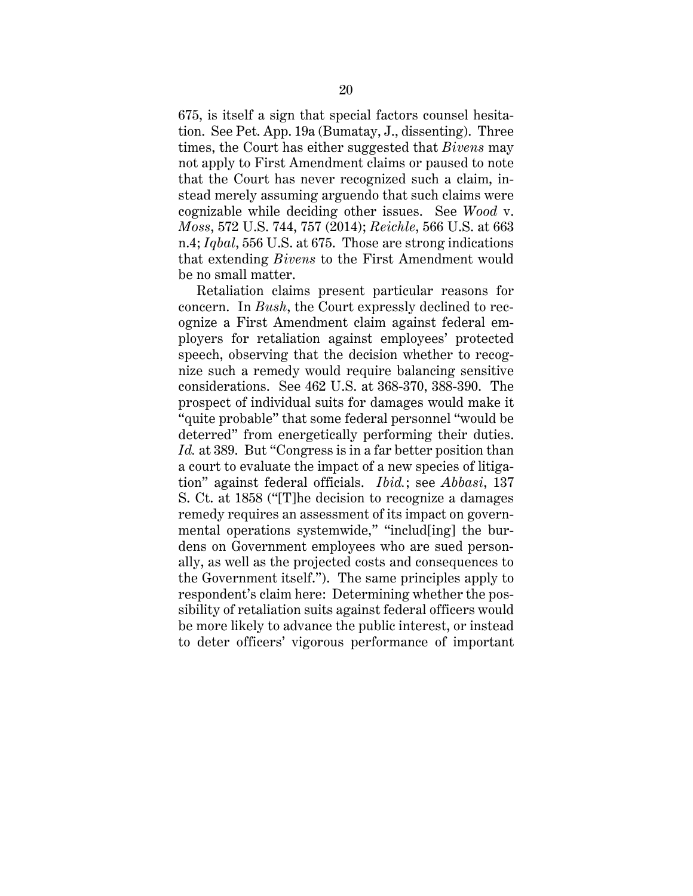675, is itself a sign that special factors counsel hesitation. See Pet. App. 19a (Bumatay, J., dissenting). Three times, the Court has either suggested that *Bivens* may not apply to First Amendment claims or paused to note that the Court has never recognized such a claim, instead merely assuming arguendo that such claims were cognizable while deciding other issues. See *Wood* v. *Moss*, 572 U.S. 744, 757 (2014); *Reichle*, 566 U.S. at 663 n.4; *Iqbal*, 556 U.S. at 675. Those are strong indications that extending *Bivens* to the First Amendment would be no small matter.

Retaliation claims present particular reasons for concern. In *Bush*, the Court expressly declined to recognize a First Amendment claim against federal employers for retaliation against employees' protected speech, observing that the decision whether to recognize such a remedy would require balancing sensitive considerations. See 462 U.S. at 368-370, 388-390. The prospect of individual suits for damages would make it "quite probable" that some federal personnel "would be deterred" from energetically performing their duties. *Id.* at 389. But "Congress is in a far better position than a court to evaluate the impact of a new species of litigation" against federal officials. *Ibid.*; see *Abbasi*, 137 S. Ct. at 1858 ("[T]he decision to recognize a damages remedy requires an assessment of its impact on governmental operations systemwide," "includ[ing] the burdens on Government employees who are sued personally, as well as the projected costs and consequences to the Government itself."). The same principles apply to respondent's claim here: Determining whether the possibility of retaliation suits against federal officers would be more likely to advance the public interest, or instead to deter officers' vigorous performance of important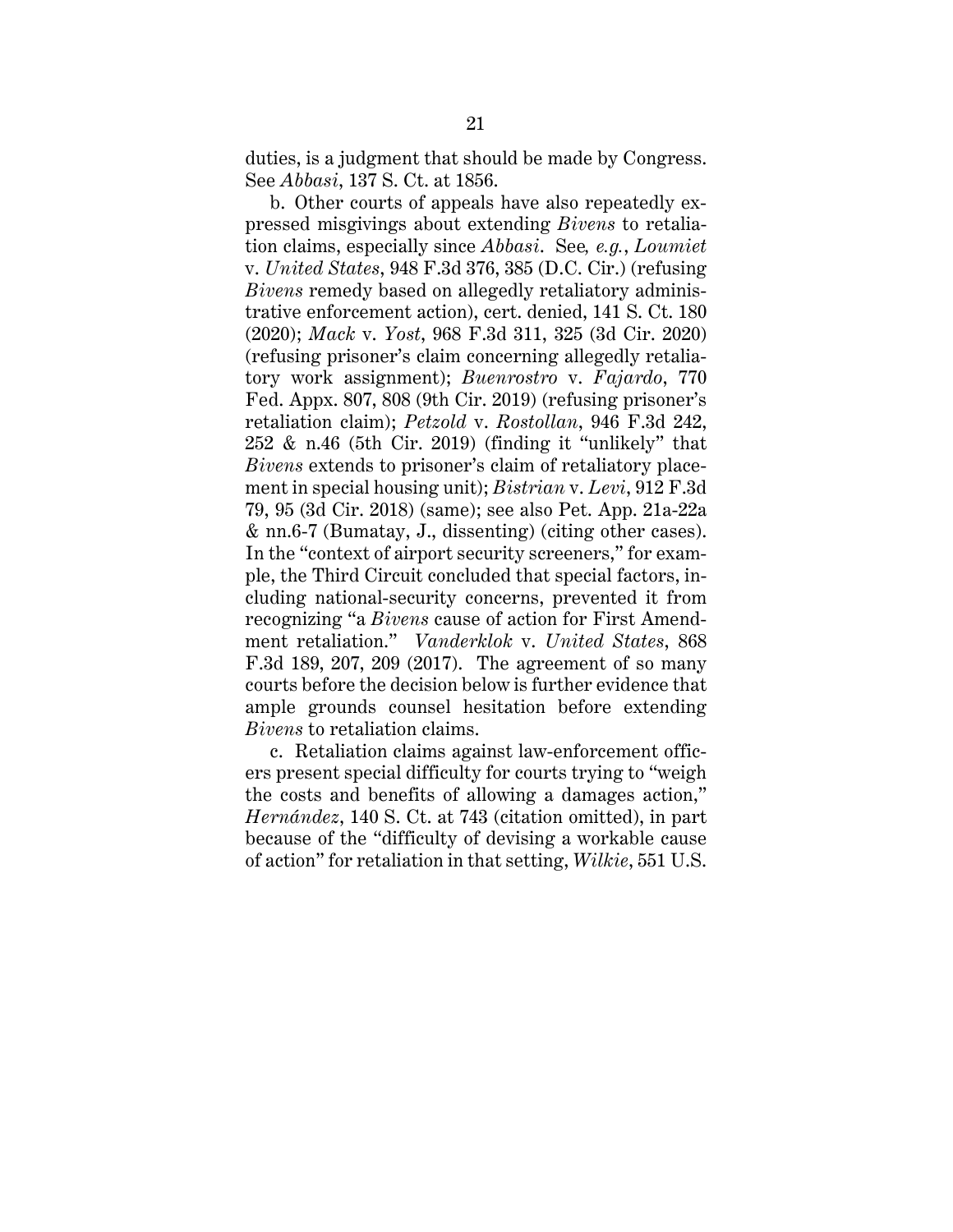duties, is a judgment that should be made by Congress. See *Abbasi*, 137 S. Ct. at 1856.

b. Other courts of appeals have also repeatedly expressed misgivings about extending *Bivens* to retaliation claims, especially since *Abbasi*. See*, e.g.*, *Loumiet* v. *United States*, 948 F.3d 376, 385 (D.C. Cir.) (refusing *Bivens* remedy based on allegedly retaliatory administrative enforcement action), cert. denied, 141 S. Ct. 180 (2020); *Mack* v. *Yost*, 968 F.3d 311, 325 (3d Cir. 2020) (refusing prisoner's claim concerning allegedly retaliatory work assignment); *Buenrostro* v. *Fajardo*, 770 Fed. Appx. 807, 808 (9th Cir. 2019) (refusing prisoner's retaliation claim); *Petzold* v. *Rostollan*, 946 F.3d 242, 252 & n.46 (5th Cir. 2019) (finding it "unlikely" that *Bivens* extends to prisoner's claim of retaliatory placement in special housing unit); *Bistrian* v. *Levi*, 912 F.3d 79, 95 (3d Cir. 2018) (same); see also Pet. App. 21a-22a & nn.6-7 (Bumatay, J., dissenting) (citing other cases). In the "context of airport security screeners," for example, the Third Circuit concluded that special factors, including national-security concerns, prevented it from recognizing "a *Bivens* cause of action for First Amendment retaliation." *Vanderklok* v. *United States*, 868 F.3d 189, 207, 209 (2017). The agreement of so many courts before the decision below is further evidence that ample grounds counsel hesitation before extending *Bivens* to retaliation claims.

c. Retaliation claims against law-enforcement officers present special difficulty for courts trying to "weigh the costs and benefits of allowing a damages action," *Hernández*, 140 S. Ct. at 743 (citation omitted), in part because of the "difficulty of devising a workable cause of action" for retaliation in that setting, *Wilkie*, 551 U.S.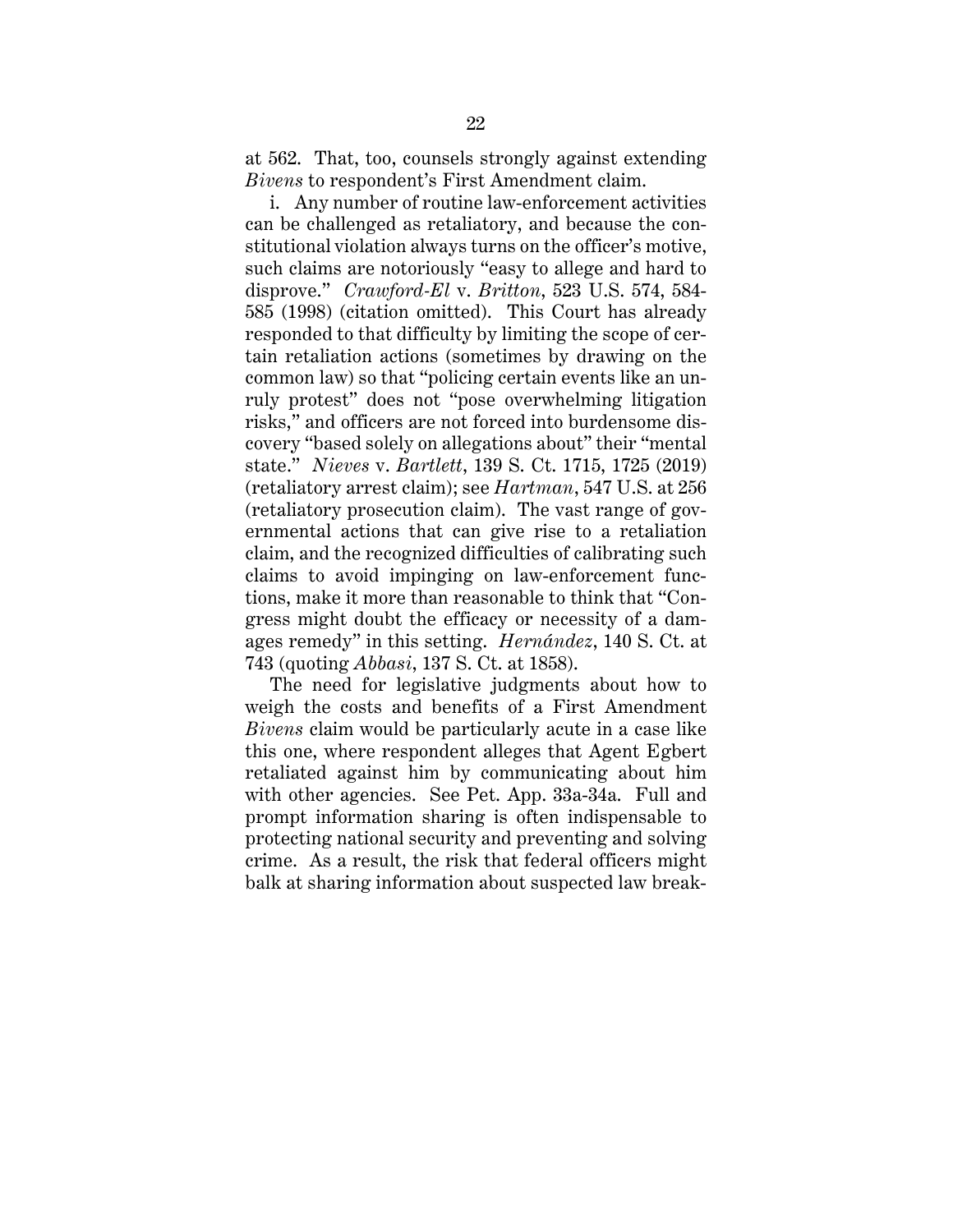at 562. That, too, counsels strongly against extending *Bivens* to respondent's First Amendment claim.

i. Any number of routine law-enforcement activities can be challenged as retaliatory, and because the constitutional violation always turns on the officer's motive, such claims are notoriously "easy to allege and hard to disprove." *Crawford-El* v. *Britton*, 523 U.S. 574, 584-585 (1998) (citation omitted). This Court has already responded to that difficulty by limiting the scope of certain retaliation actions (sometimes by drawing on the common law) so that "policing certain events like an unruly protest" does not "pose overwhelming litigation risks," and officers are not forced into burdensome discovery "based solely on allegations about" their "mental state." *Nieves* v. *Bartlett*, 139 S. Ct. 1715, 1725 (2019) (retaliatory arrest claim); see *Hartman*, 547 U.S. at 256 (retaliatory prosecution claim). The vast range of governmental actions that can give rise to a retaliation claim, and the recognized difficulties of calibrating such claims to avoid impinging on law-enforcement functions, make it more than reasonable to think that "Congress might doubt the efficacy or necessity of a damages remedy" in this setting. *Hernández*, 140 S. Ct. at 743 (quoting *Abbasi*, 137 S. Ct. at 1858).

The need for legislative judgments about how to weigh the costs and benefits of a First Amendment *Bivens* claim would be particularly acute in a case like this one, where respondent alleges that Agent Egbert retaliated against him by communicating about him with other agencies. See Pet. App. 33a-34a. Full and prompt information sharing is often indispensable to protecting national security and preventing and solving crime. As a result, the risk that federal officers might balk at sharing information about suspected law break-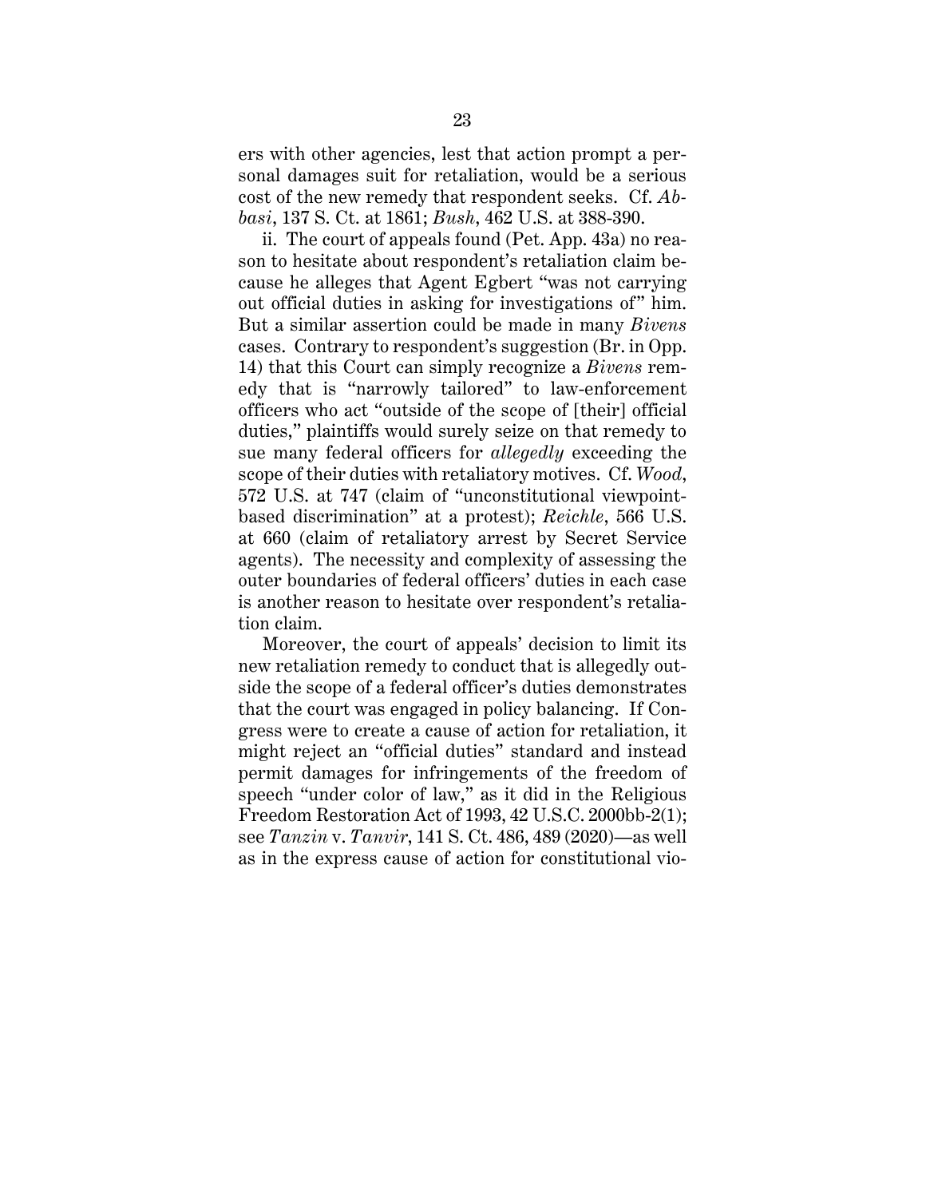ers with other agencies, lest that action prompt a personal damages suit for retaliation, would be a serious cost of the new remedy that respondent seeks. Cf. *Abbasi*, 137 S. Ct. at 1861; *Bush*, 462 U.S. at 388-390.

ii. The court of appeals found (Pet. App. 43a) no reason to hesitate about respondent's retaliation claim because he alleges that Agent Egbert "was not carrying out official duties in asking for investigations of" him. But a similar assertion could be made in many *Bivens* cases. Contrary to respondent's suggestion (Br. in Opp. 14) that this Court can simply recognize a *Bivens* remedy that is "narrowly tailored" to law-enforcement officers who act "outside of the scope of [their] official duties," plaintiffs would surely seize on that remedy to sue many federal officers for *allegedly* exceeding the scope of their duties with retaliatory motives. Cf. *Wood*, 572 U.S. at 747 (claim of "unconstitutional viewpoint-based discrimination" at a protest); *Reichle*, 566 U.S. at 660 (claim of retaliatory arrest by Secret Service agents). The necessity and complexity of assessing the outer boundaries of federal officers' duties in each case is another reason to hesitate over respondent's retaliation claim.

Moreover, the court of appeals' decision to limit its new retaliation remedy to conduct that is allegedly outside the scope of a federal officer's duties demonstrates that the court was engaged in policy balancing. If Congress were to create a cause of action for retaliation, it might reject an "official duties" standard and instead permit damages for infringements of the freedom of speech "under color of law," as it did in the Religious Freedom Restoration Act of 1993, 42 U.S.C. 2000bb-2(1); see *Tanzin* v. *Tanvir*, 141 S. Ct. 486, 489 (2020)—as well as in the express cause of action for constitutional vio-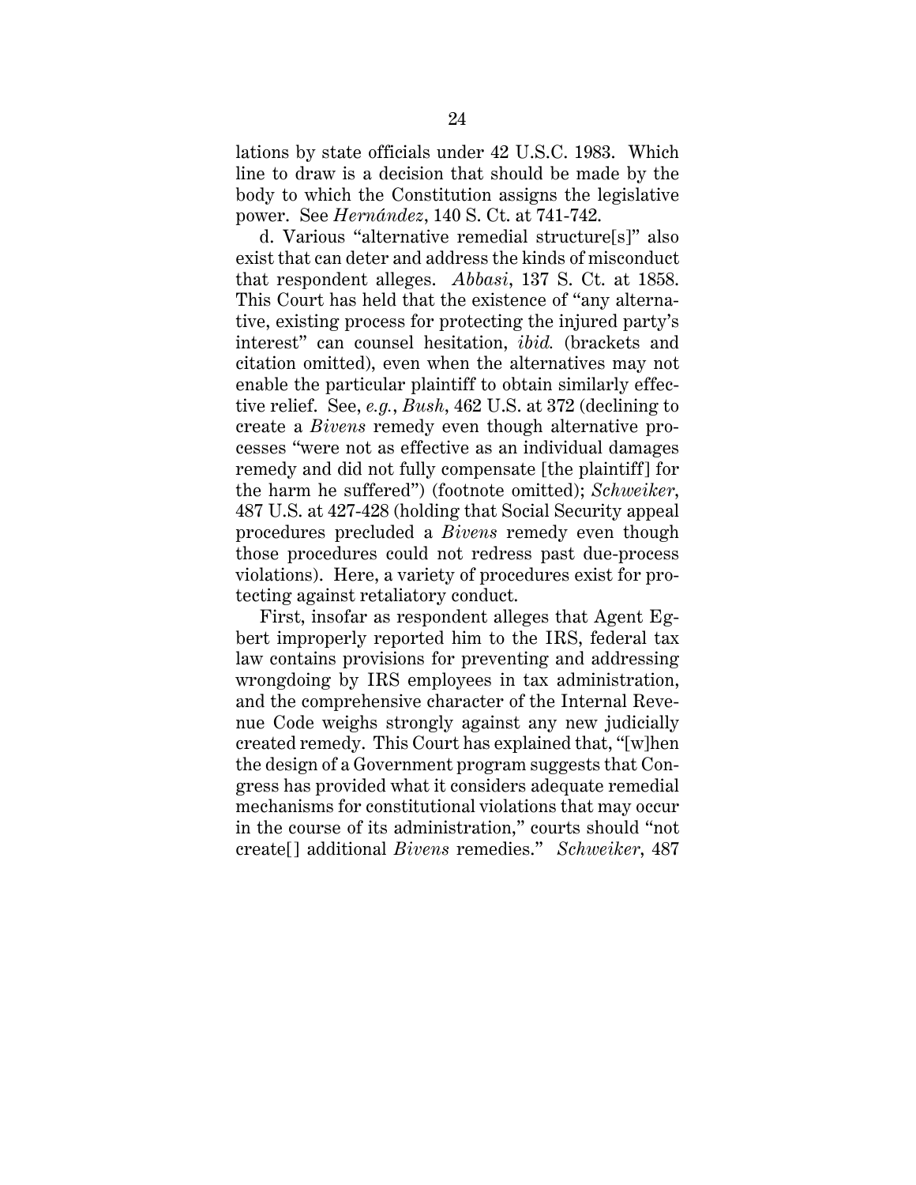lations by state officials under 42 U.S.C. 1983. Which line to draw is a decision that should be made by the body to which the Constitution assigns the legislative power. See *Hernández*, 140 S. Ct. at 741-742.

d. Various "alternative remedial structure[s]" also exist that can deter and address the kinds of misconduct that respondent alleges. *Abbasi*, 137 S. Ct. at 1858. This Court has held that the existence of "any alternative, existing process for protecting the injured party's interest" can counsel hesitation, *ibid.* (brackets and citation omitted), even when the alternatives may not enable the particular plaintiff to obtain similarly effective relief. See, *e.g.*, *Bush*, 462 U.S. at 372 (declining to create a *Bivens* remedy even though alternative processes "were not as effective as an individual damages remedy and did not fully compensate [the plaintiff] for the harm he suffered") (footnote omitted); *Schweiker*, 487 U.S. at 427-428 (holding that Social Security appeal procedures precluded a *Bivens* remedy even though those procedures could not redress past due-process violations). Here, a variety of procedures exist for protecting against retaliatory conduct.

First, insofar as respondent alleges that Agent Egbert improperly reported him to the IRS, federal tax law contains provisions for preventing and addressing wrongdoing by IRS employees in tax administration, and the comprehensive character of the Internal Revenue Code weighs strongly against any new judicially created remedy. This Court has explained that, "[w]hen the design of a Government program suggests that Congress has provided what it considers adequate remedial mechanisms for constitutional violations that may occur in the course of its administration," courts should "not create[] additional *Bivens* remedies." *Schweiker*, 487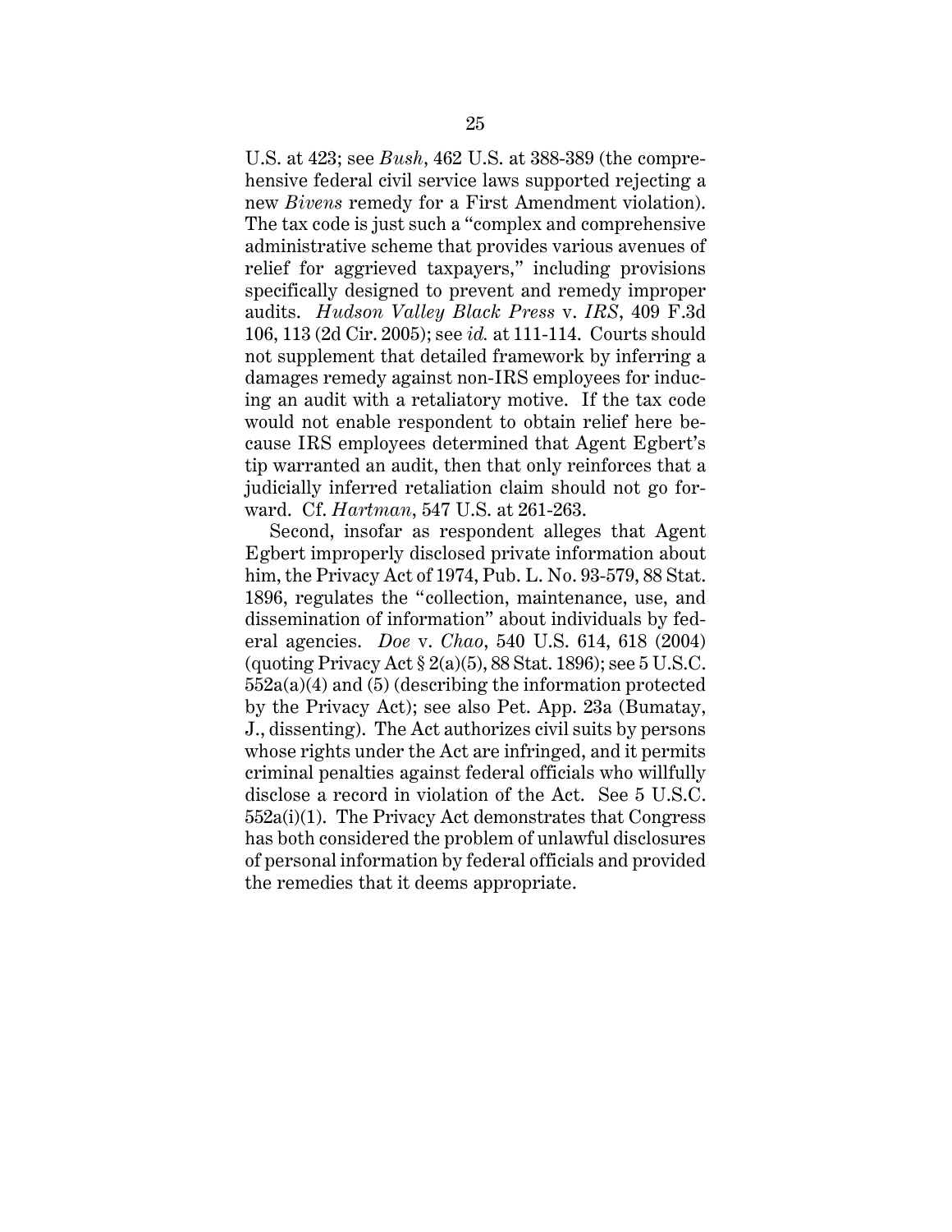U.S. at 423; see *Bush*, 462 U.S. at 388-389 (the comprehensive federal civil service laws supported rejecting a new *Bivens* remedy for a First Amendment violation). The tax code is just such a "complex and comprehensive administrative scheme that provides various avenues of relief for aggrieved taxpayers," including provisions specifically designed to prevent and remedy improper audits. *Hudson Valley Black Press* v. *IRS*, 409 F.3d 106, 113 (2d Cir. 2005); see *id.* at 111-114. Courts should not supplement that detailed framework by inferring a damages remedy against non-IRS employees for inducing an audit with a retaliatory motive. If the tax code would not enable respondent to obtain relief here because IRS employees determined that Agent Egbert's tip warranted an audit, then that only reinforces that a judicially inferred retaliation claim should not go forward. Cf. *Hartman*, 547 U.S. at 261-263.

Second, insofar as respondent alleges that Agent Egbert improperly disclosed private information about him, the Privacy Act of 1974, Pub. L. No. 93-579, 88 Stat. 1896, regulates the "collection, maintenance, use, and dissemination of information" about individuals by federal agencies. *Doe* v. *Chao*, 540 U.S. 614, 618 (2004) (quoting Privacy Act § 2(a)(5), 88 Stat. 1896); see 5 U.S.C. 552a(a)(4) and (5) (describing the information protected by the Privacy Act); see also Pet. App. 23a (Bumatay, J., dissenting). The Act authorizes civil suits by persons whose rights under the Act are infringed, and it permits criminal penalties against federal officials who willfully disclose a record in violation of the Act. See 5 U.S.C. 552a(i)(1). The Privacy Act demonstrates that Congress has both considered the problem of unlawful disclosures of personal information by federal officials and provided the remedies that it deems appropriate.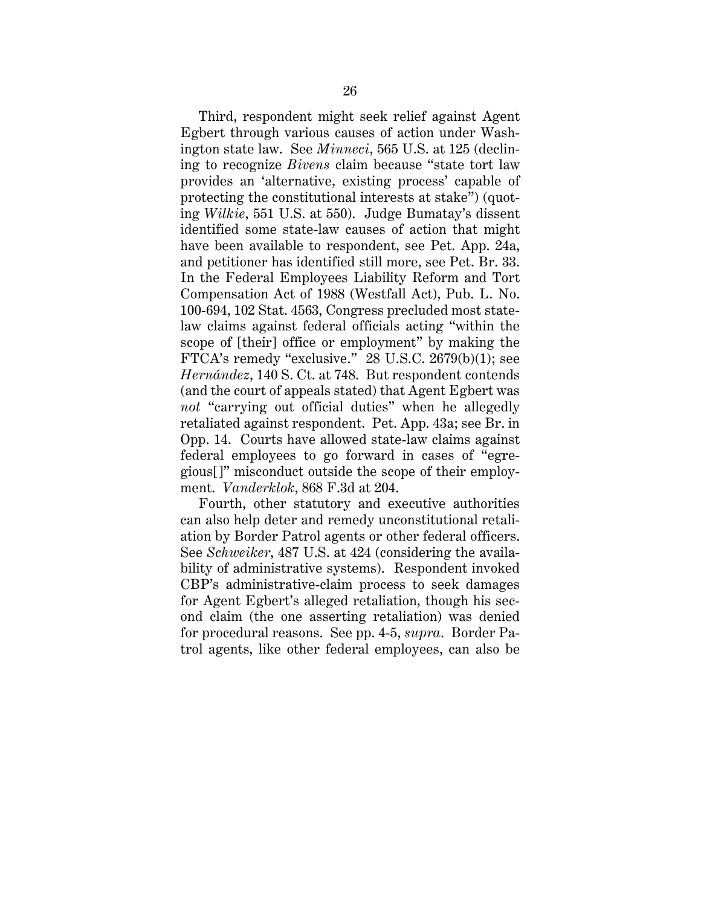Third, respondent might seek relief against Agent Egbert through various causes of action under Washington state law. See *Minneci*, 565 U.S. at 125 (declining to recognize *Bivens* claim because "state tort law provides an 'alternative, existing process' capable of protecting the constitutional interests at stake") (quoting *Wilkie*, 551 U.S. at 550). Judge Bumatay's dissent identified some state-law causes of action that might have been available to respondent, see Pet. App. 24a, and petitioner has identified still more, see Pet. Br. 33. In the Federal Employees Liability Reform and Tort Compensation Act of 1988 (Westfall Act), Pub. L. No. 100-694, 102 Stat. 4563, Congress precluded most state-law claims against federal officials acting "within the scope of [their] office or employment" by making the FTCA's remedy "exclusive." 28 U.S.C. 2679(b)(1); see *Hernández*, 140 S. Ct. at 748. But respondent contends (and the court of appeals stated) that Agent Egbert was *not* "carrying out official duties" when he allegedly retaliated against respondent. Pet. App. 43a; see Br. in Opp. 14. Courts have allowed state-law claims against federal employees to go forward in cases of "egregious[]" misconduct outside the scope of their employment. *Vanderklok*, 868 F.3d at 204.

Fourth, other statutory and executive authorities can also help deter and remedy unconstitutional retaliation by Border Patrol agents or other federal officers. See *Schweiker*, 487 U.S. at 424 (considering the availability of administrative systems). Respondent invoked CBP's administrative-claim process to seek damages for Agent Egbert's alleged retaliation, though his second claim (the one asserting retaliation) was denied for procedural reasons. See pp. 4-5, *supra*. Border Patrol agents, like other federal employees, can also be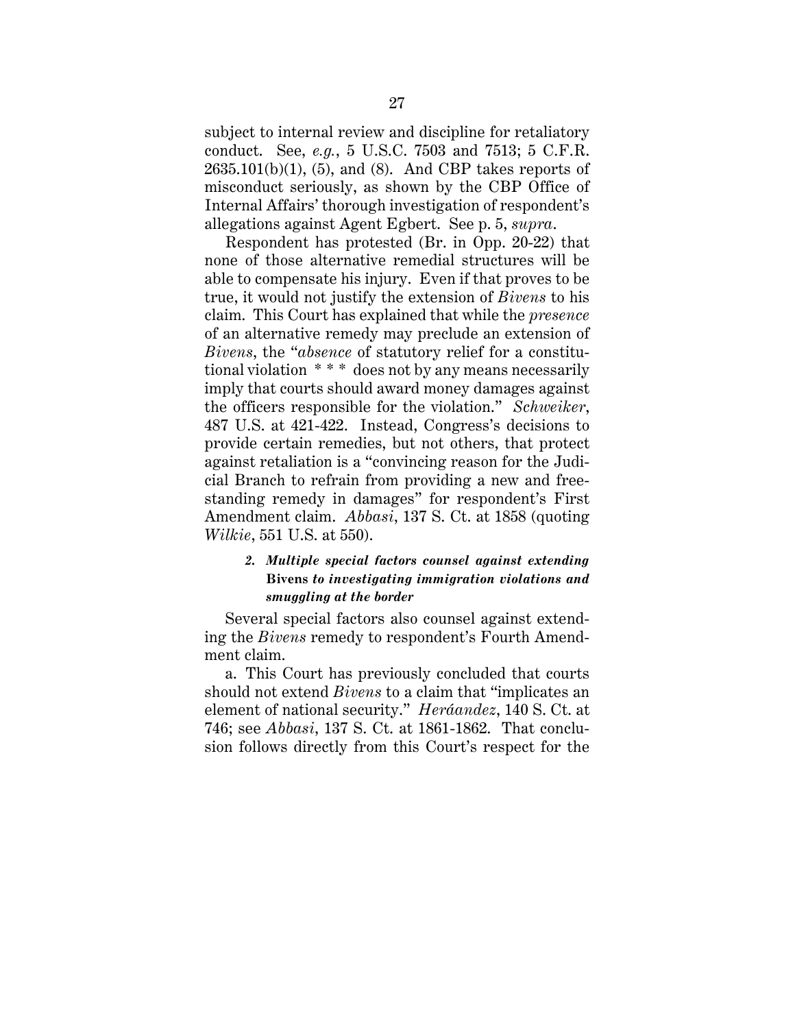subject to internal review and discipline for retaliatory conduct. See, *e.g.*, 5 U.S.C. 7503 and 7513; 5 C.F.R. 2635.101(b)(1), (5), and (8). And CBP takes reports of misconduct seriously, as shown by the CBP Office of Internal Affairs' thorough investigation of respondent's allegations against Agent Egbert. See p. 5, *supra*.

Respondent has protested (Br. in Opp. 20-22) that none of those alternative remedial structures will be able to compensate his injury. Even if that proves to be true, it would not justify the extension of *Bivens* to his claim. This Court has explained that while the *presence* of an alternative remedy may preclude an extension of *Bivens*, the "*absence* of statutory relief for a constitutional violation * * * does not by any means necessarily imply that courts should award money damages against the officers responsible for the violation." *Schweiker*, 487 U.S. at 421-422. Instead, Congress's decisions to provide certain remedies, but not others, that protect against retaliation is a "convincing reason for the Judicial Branch to refrain from providing a new and freestanding remedy in damages" for respondent's First Amendment claim. *Abbasi*, 137 S. Ct. at 1858 (quoting *Wilkie*, 551 U.S. at 550).

### *2. Multiple special factors counsel against extending* **Bivens** *to investigating immigration violations and smuggling at the border*

Several special factors also counsel against extending the *Bivens* remedy to respondent's Fourth Amendment claim.

a. This Court has previously concluded that courts should not extend *Bivens* to a claim that "implicates an element of national security." *Heráandez*, 140 S. Ct. at 746; see *Abbasi*, 137 S. Ct. at 1861-1862. That conclusion follows directly from this Court's respect for the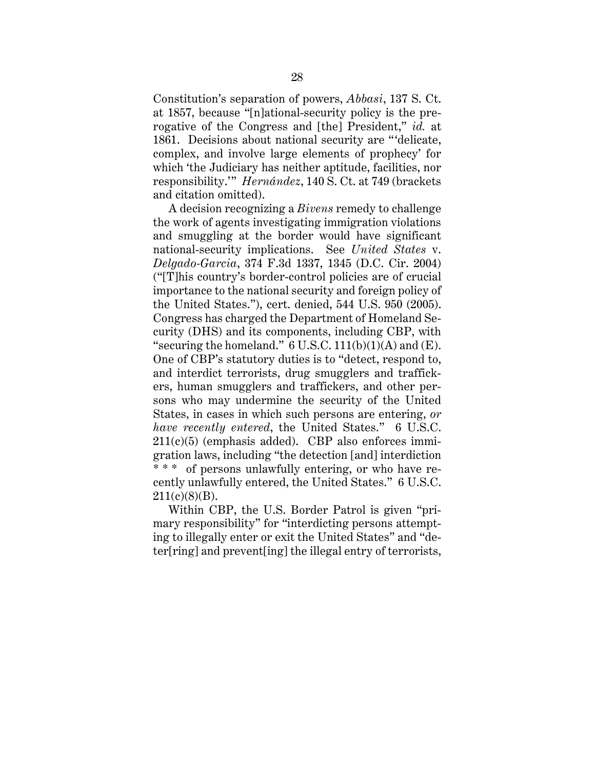Constitution's separation of powers, *Abbasi*, 137 S. Ct. at 1857, because "[n]ational-security policy is the prerogative of the Congress and [the] President," *id.* at 1861. Decisions about national security are "'delicate, complex, and involve large elements of prophecy' for which 'the Judiciary has neither aptitude, facilities, nor responsibility.'" *Hernández*, 140 S. Ct. at 749 (brackets and citation omitted).

A decision recognizing a *Bivens* remedy to challenge the work of agents investigating immigration violations and smuggling at the border would have significant national-security implications. See *United States* v. *Delgado-Garcia*, 374 F.3d 1337, 1345 (D.C. Cir. 2004) ("[T]his country's border-control policies are of crucial importance to the national security and foreign policy of the United States."), cert. denied, 544 U.S. 950 (2005). Congress has charged the Department of Homeland Security (DHS) and its components, including CBP, with "securing the homeland." 6 U.S.C. 111(b)(1)(A) and (E). One of CBP's statutory duties is to "detect, respond to, and interdict terrorists, drug smugglers and traffickers, human smugglers and traffickers, and other persons who may undermine the security of the United States, in cases in which such persons are entering, *or have recently entered*, the United States." 6 U.S.C. 211(c)(5) (emphasis added). CBP also enforces immigration laws, including "the detection [and] interdiction * * * of persons unlawfully entering, or who have recently unlawfully entered, the United States." 6 U.S.C. 211(c)(8)(B).

Within CBP, the U.S. Border Patrol is given "primary responsibility" for "interdicting persons attempting to illegally enter or exit the United States" and "deter[ring] and prevent[ing] the illegal entry of terrorists,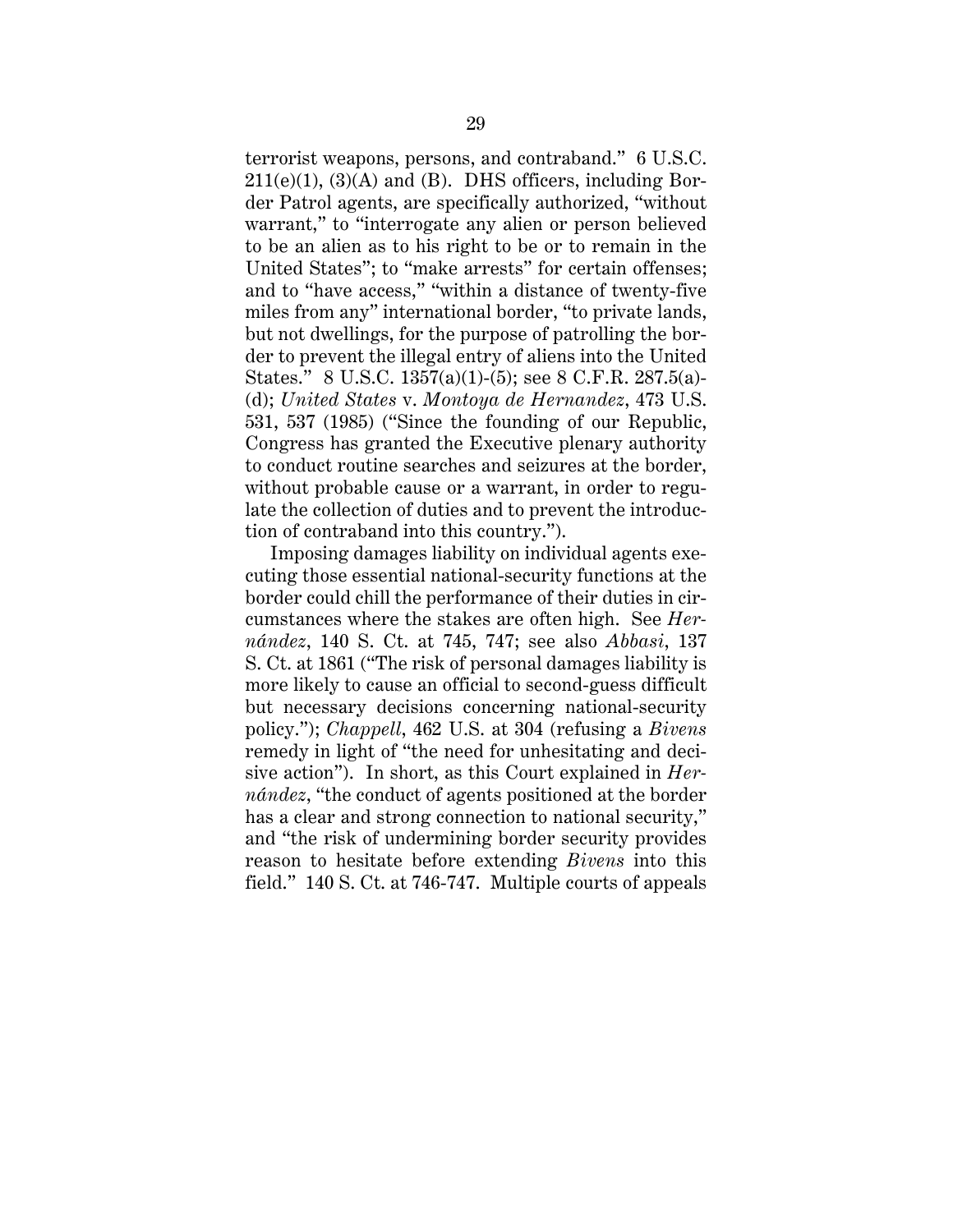terrorist weapons, persons, and contraband." 6 U.S.C. 211(e)(1), (3)(A) and (B). DHS officers, including Border Patrol agents, are specifically authorized, "without warrant," to "interrogate any alien or person believed to be an alien as to his right to be or to remain in the United States"; to "make arrests" for certain offenses; and to "have access," "within a distance of twenty-five miles from any" international border, "to private lands, but not dwellings, for the purpose of patrolling the border to prevent the illegal entry of aliens into the United States." 8 U.S.C. 1357(a)(1)-(5); see 8 C.F.R. 287.5(a)-(d); *United States* v. *Montoya de Hernandez*, 473 U.S. 531, 537 (1985) ("Since the founding of our Republic, Congress has granted the Executive plenary authority to conduct routine searches and seizures at the border, without probable cause or a warrant, in order to regulate the collection of duties and to prevent the introduction of contraband into this country.").

Imposing damages liability on individual agents executing those essential national-security functions at the border could chill the performance of their duties in circumstances where the stakes are often high. See *Hernández*, 140 S. Ct. at 745, 747; see also *Abbasi*, 137 S. Ct. at 1861 ("The risk of personal damages liability is more likely to cause an official to second-guess difficult but necessary decisions concerning national-security policy."); *Chappell*, 462 U.S. at 304 (refusing a *Bivens* remedy in light of "the need for unhesitating and decisive action"). In short, as this Court explained in *Hernández*, "the conduct of agents positioned at the border has a clear and strong connection to national security," and "the risk of undermining border security provides reason to hesitate before extending *Bivens* into this field." 140 S. Ct. at 746-747. Multiple courts of appeals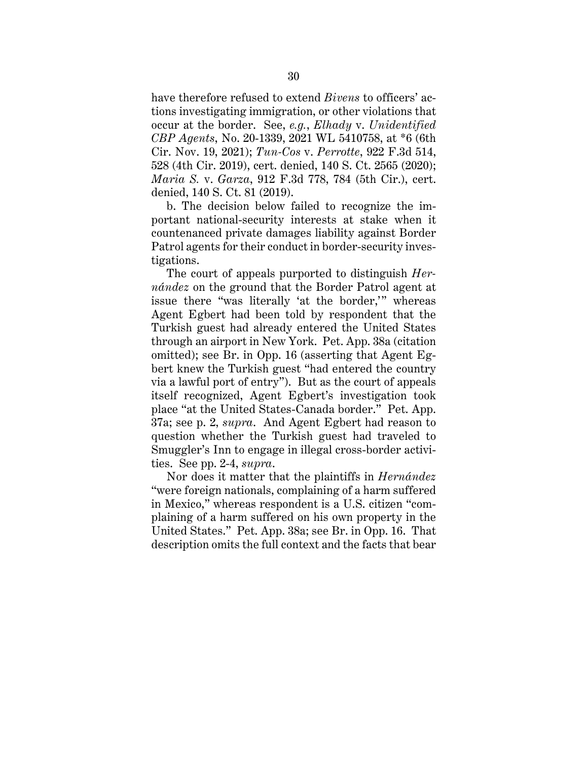have therefore refused to extend *Bivens* to officers' actions investigating immigration, or other violations that occur at the border. See, *e.g.*, *Elhady* v. *Unidentified CBP Agents*, No. 20-1339, 2021 WL 5410758, at *6 (6th Cir. Nov. 19, 2021); *Tun-Cos* v. *Perrotte*, 922 F.3d 514, 528 (4th Cir. 2019), cert. denied, 140 S. Ct. 2565 (2020); *Maria S.* v. *Garza*, 912 F.3d 778, 784 (5th Cir.), cert. denied, 140 S. Ct. 81 (2019).

b. The decision below failed to recognize the important national-security interests at stake when it countenanced private damages liability against Border Patrol agents for their conduct in border-security investigations.

The court of appeals purported to distinguish *Hernández* on the ground that the Border Patrol agent at issue there "was literally 'at the border,'" whereas Agent Egbert had been told by respondent that the Turkish guest had already entered the United States through an airport in New York. Pet. App. 38a (citation omitted); see Br. in Opp. 16 (asserting that Agent Egbert knew the Turkish guest "had entered the country via a lawful port of entry"). But as the court of appeals itself recognized, Agent Egbert's investigation took place "at the United States-Canada border." Pet. App. 37a; see p. 2, *supra*. And Agent Egbert had reason to question whether the Turkish guest had traveled to Smuggler's Inn to engage in illegal cross-border activities. See pp. 2-4, *supra*.

Nor does it matter that the plaintiffs in *Hernández* "were foreign nationals, complaining of a harm suffered in Mexico," whereas respondent is a U.S. citizen "complaining of a harm suffered on his own property in the United States." Pet. App. 38a; see Br. in Opp. 16. That description omits the full context and the facts that bear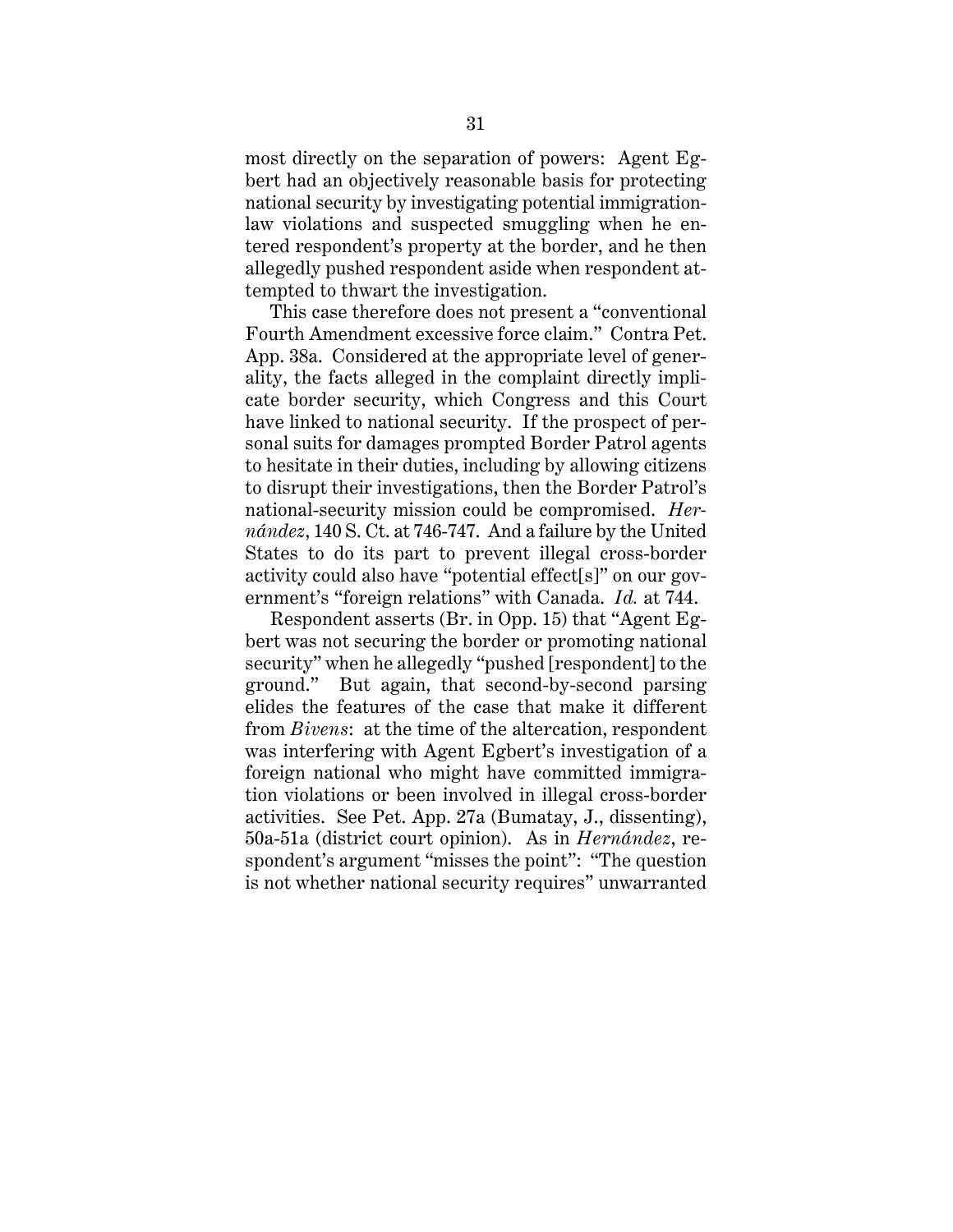most directly on the separation of powers: Agent Egbert had an objectively reasonable basis for protecting national security by investigating potential immigration-law violations and suspected smuggling when he entered respondent's property at the border, and he then allegedly pushed respondent aside when respondent attempted to thwart the investigation.

This case therefore does not present a "conventional Fourth Amendment excessive force claim." Contra Pet. App. 38a. Considered at the appropriate level of generality, the facts alleged in the complaint directly implicate border security, which Congress and this Court have linked to national security. If the prospect of personal suits for damages prompted Border Patrol agents to hesitate in their duties, including by allowing citizens to disrupt their investigations, then the Border Patrol's national-security mission could be compromised. *Hernández*, 140 S. Ct. at 746-747. And a failure by the United States to do its part to prevent illegal cross-border activity could also have "potential effect[s]" on our government's "foreign relations" with Canada. *Id.* at 744.

Respondent asserts (Br. in Opp. 15) that "Agent Egbert was not securing the border or promoting national security" when he allegedly "pushed [respondent] to the ground." But again, that second-by-second parsing elides the features of the case that make it different from *Bivens*: at the time of the altercation, respondent was interfering with Agent Egbert's investigation of a foreign national who might have committed immigration violations or been involved in illegal cross-border activities. See Pet. App. 27a (Bumatay, J., dissenting), 50a-51a (district court opinion). As in *Hernández*, respondent's argument "misses the point": "The question is not whether national security requires" unwarranted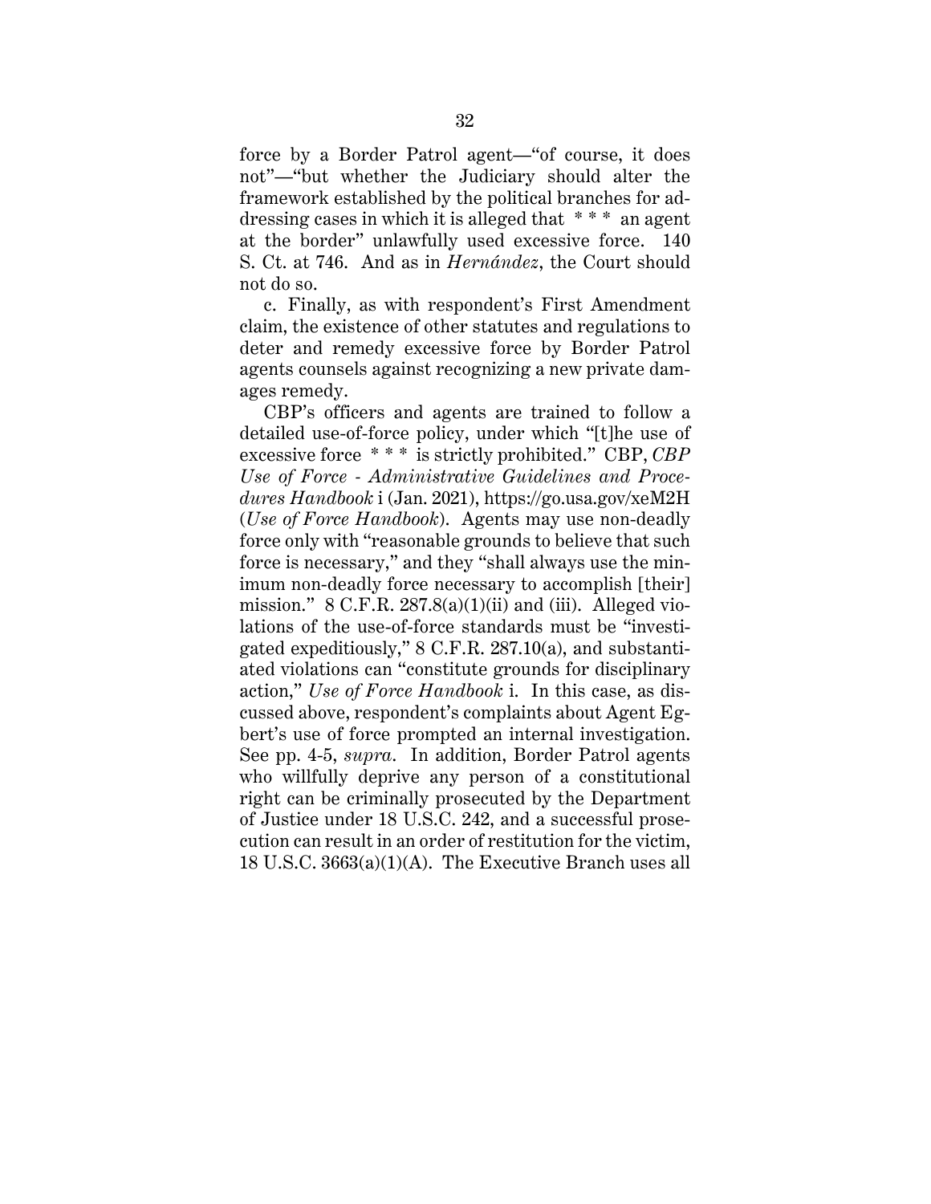force by a Border Patrol agent—"of course, it does not"—"but whether the Judiciary should alter the framework established by the political branches for addressing cases in which it is alleged that * * * an agent at the border" unlawfully used excessive force. 140 S. Ct. at 746. And as in *Hernández*, the Court should not do so.

c. Finally, as with respondent's First Amendment claim, the existence of other statutes and regulations to deter and remedy excessive force by Border Patrol agents counsels against recognizing a new private damages remedy.

CBP's officers and agents are trained to follow a detailed use-of-force policy, under which "[t]he use of excessive force * * * is strictly prohibited." CBP, *CBP Use of Force - Administrative Guidelines and Procedures Handbook* i (Jan. 2021), https://go.usa.gov/xeM2H (*Use of Force Handbook*). Agents may use non-deadly force only with "reasonable grounds to believe that such force is necessary," and they "shall always use the minimum non-deadly force necessary to accomplish [their] mission." 8 C.F.R. 287.8(a)(1)(ii) and (iii). Alleged violations of the use-of-force standards must be "investigated expeditiously," 8 C.F.R. 287.10(a), and substantiated violations can "constitute grounds for disciplinary action," *Use of Force Handbook* i. In this case, as discussed above, respondent's complaints about Agent Egbert's use of force prompted an internal investigation. See pp. 4-5, *supra*. In addition, Border Patrol agents who willfully deprive any person of a constitutional right can be criminally prosecuted by the Department of Justice under 18 U.S.C. 242, and a successful prosecution can result in an order of restitution for the victim, 18 U.S.C. 3663(a)(1)(A). The Executive Branch uses all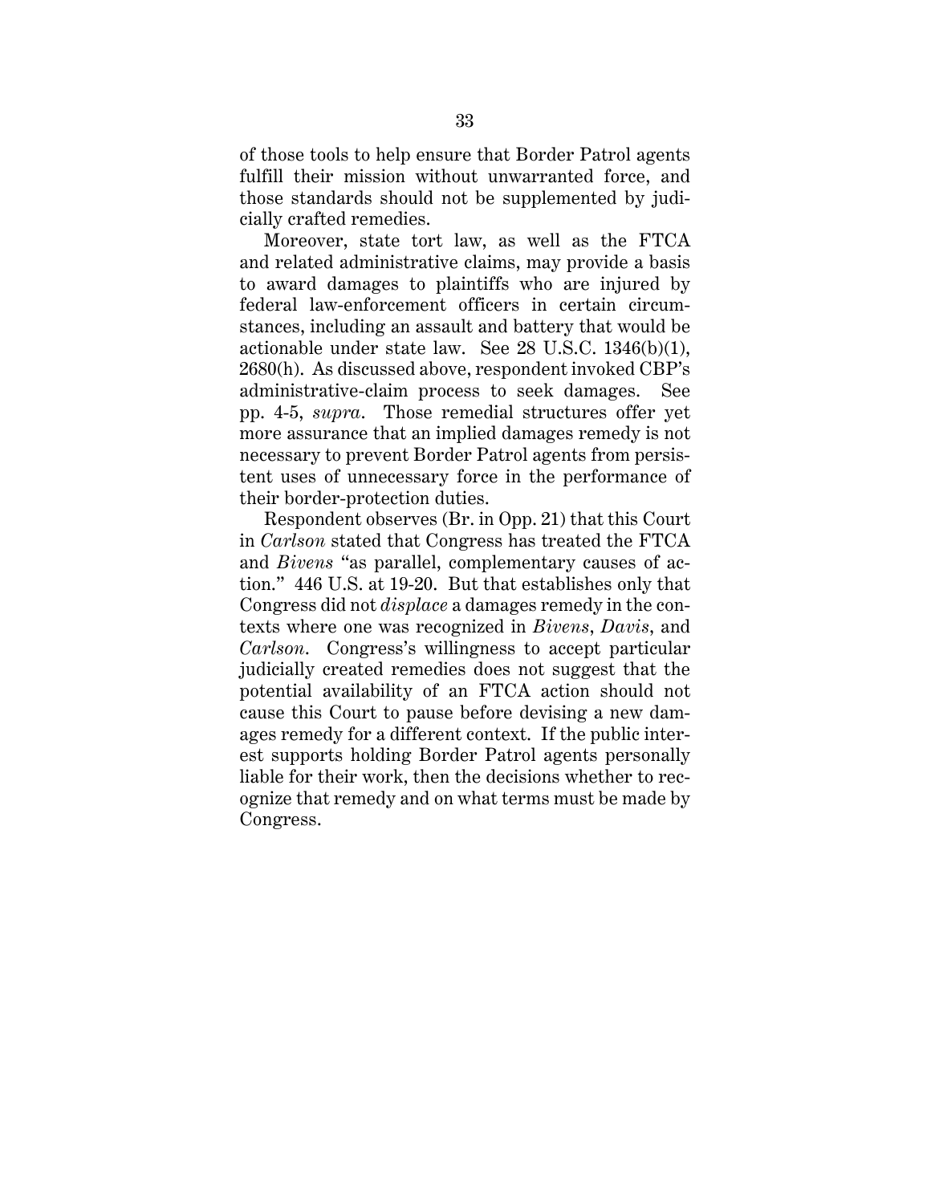of those tools to help ensure that Border Patrol agents fulfill their mission without unwarranted force, and those standards should not be supplemented by judicially crafted remedies.

Moreover, state tort law, as well as the FTCA and related administrative claims, may provide a basis to award damages to plaintiffs who are injured by federal law-enforcement officers in certain circumstances, including an assault and battery that would be actionable under state law. See 28 U.S.C. 1346(b)(1), 2680(h). As discussed above, respondent invoked CBP's administrative-claim process to seek damages. See pp. 4-5, *supra*. Those remedial structures offer yet more assurance that an implied damages remedy is not necessary to prevent Border Patrol agents from persistent uses of unnecessary force in the performance of their border-protection duties.

Respondent observes (Br. in Opp. 21) that this Court in *Carlson* stated that Congress has treated the FTCA and *Bivens* "as parallel, complementary causes of action." 446 U.S. at 19-20. But that establishes only that Congress did not *displace* a damages remedy in the contexts where one was recognized in *Bivens*, *Davis*, and *Carlson*. Congress's willingness to accept particular judicially created remedies does not suggest that the potential availability of an FTCA action should not cause this Court to pause before devising a new damages remedy for a different context. If the public interest supports holding Border Patrol agents personally liable for their work, then the decisions whether to recognize that remedy and on what terms must be made by Congress.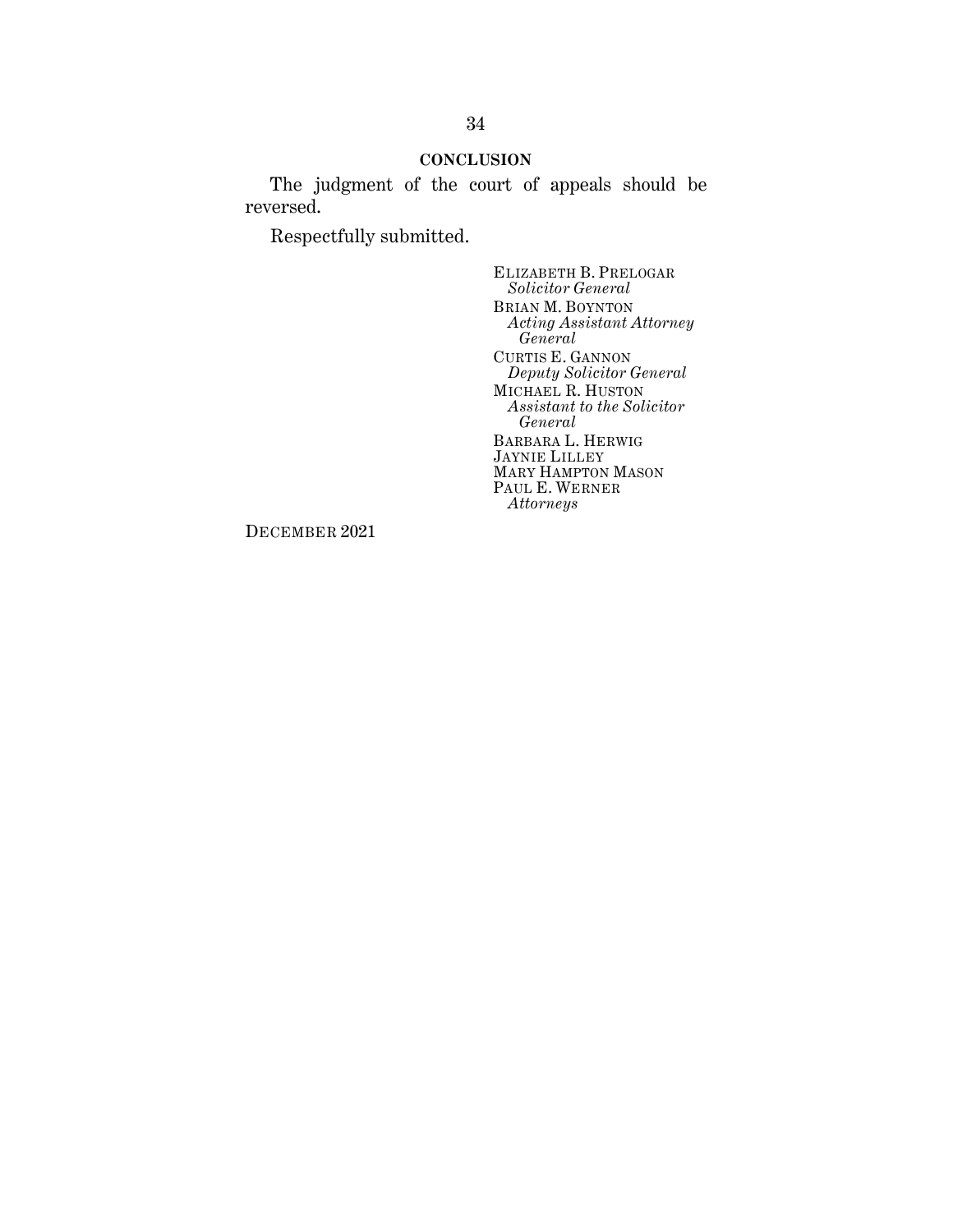## CONCLUSION

The judgment of the court of appeals should be reversed.

Respectfully submitted.

ELIZABETH B. PRELOGAR
*Solicitor General*
BRIAN M. BOYNTON
*Acting Assistant Attorney General*
CURTIS E. GANNON
*Deputy Solicitor General*
MICHAEL R. HUSTON
*Assistant to the Solicitor General*
BARBARA L. HERWIG
JAYNIE LILLEY
MARY HAMPTON MASON
PAUL E. WERNER
*Attorneys*

DECEMBER 2021